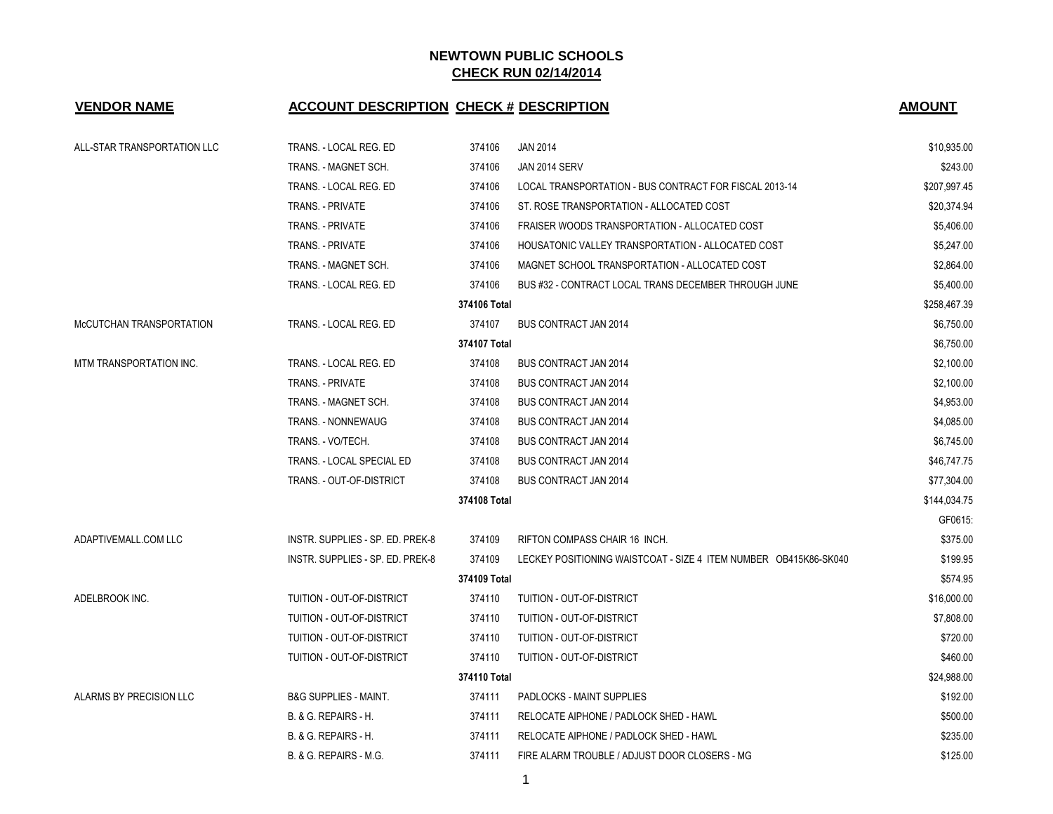# NEWTOWN PUBLIC SCHOOLS

## CHECK RUN 02/14/2014

| VENDOR NAME | ACCOUNT DESCRIPTION | CHECK # | DESCRIPTION | AMOUNT |
|---|---|---|---|---|
| ALL-STAR TRANSPORTATION LLC | TRANS. - LOCAL REG. ED | 374106 | JAN 2014 | $10,935.00 |
| | TRANS. - MAGNET SCH. | 374106 | JAN 2014 SERV | $243.00 |
| | TRANS. - LOCAL REG. ED | 374106 | LOCAL TRANSPORTATION - BUS CONTRACT FOR FISCAL 2013-14 | $207,997.45 |
| | TRANS. - PRIVATE | 374106 | ST. ROSE TRANSPORTATION - ALLOCATED COST | $20,374.94 |
| | TRANS. - PRIVATE | 374106 | FRAISER WOODS TRANSPORTATION - ALLOCATED COST | $5,406.00 |
| | TRANS. - PRIVATE | 374106 | HOUSATONIC VALLEY TRANSPORTATION - ALLOCATED COST | $5,247.00 |
| | TRANS. - MAGNET SCH. | 374106 | MAGNET SCHOOL TRANSPORTATION - ALLOCATED COST | $2,864.00 |
| | TRANS. - LOCAL REG. ED | 374106 | BUS #32 - CONTRACT LOCAL TRANS DECEMBER THROUGH JUNE | $5,400.00 |
| | | **374106 Total** | | $258,467.39 |
| McCUTCHAN TRANSPORTATION | TRANS. - LOCAL REG. ED | 374107 | BUS CONTRACT JAN 2014 | $6,750.00 |
| | | **374107 Total** | | $6,750.00 |
| MTM TRANSPORTATION INC. | TRANS. - LOCAL REG. ED | 374108 | BUS CONTRACT JAN 2014 | $2,100.00 |
| | TRANS. - PRIVATE | 374108 | BUS CONTRACT JAN 2014 | $2,100.00 |
| | TRANS. - MAGNET SCH. | 374108 | BUS CONTRACT JAN 2014 | $4,953.00 |
| | TRANS. - NONNEWAUG | 374108 | BUS CONTRACT JAN 2014 | $4,085.00 |
| | TRANS. - VO/TECH. | 374108 | BUS CONTRACT JAN 2014 | $6,745.00 |
| | TRANS. - LOCAL SPECIAL ED | 374108 | BUS CONTRACT JAN 2014 | $46,747.75 |
| | TRANS. - OUT-OF-DISTRICT | 374108 | BUS CONTRACT JAN 2014 | $77,304.00 |
| | | **374108 Total** | | $144,034.75 |
| | | | | GF0615: |
| ADAPTIVEMALL.COM LLC | INSTR. SUPPLIES - SP. ED. PREK-8 | 374109 | RIFTON COMPASS CHAIR 16 INCH. | $375.00 |
| | INSTR. SUPPLIES - SP. ED. PREK-8 | 374109 | LECKEY POSITIONING WAISTCOAT - SIZE 4 ITEM NUMBER OB415K86-SK040 | $199.95 |
| | | **374109 Total** | | $574.95 |
| ADELBROOK INC. | TUITION - OUT-OF-DISTRICT | 374110 | TUITION - OUT-OF-DISTRICT | $16,000.00 |
| | TUITION - OUT-OF-DISTRICT | 374110 | TUITION - OUT-OF-DISTRICT | $7,808.00 |
| | TUITION - OUT-OF-DISTRICT | 374110 | TUITION - OUT-OF-DISTRICT | $720.00 |
| | TUITION - OUT-OF-DISTRICT | 374110 | TUITION - OUT-OF-DISTRICT | $460.00 |
| | | **374110 Total** | | $24,988.00 |
| ALARMS BY PRECISION LLC | B&G SUPPLIES - MAINT. | 374111 | PADLOCKS - MAINT SUPPLIES | $192.00 |
| | B. & G. REPAIRS - H. | 374111 | RELOCATE AIPHONE / PADLOCK SHED - HAWL | $500.00 |
| | B. & G. REPAIRS - H. | 374111 | RELOCATE AIPHONE / PADLOCK SHED - HAWL | $235.00 |
| | B. & G. REPAIRS - M.G. | 374111 | FIRE ALARM TROUBLE / ADJUST DOOR CLOSERS - MG | $125.00 |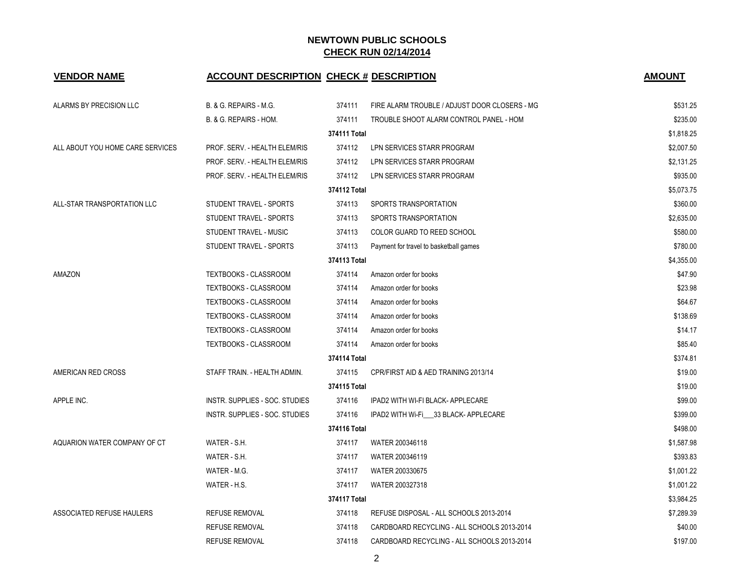# NEWTOWN PUBLIC SCHOOLS

## CHECK RUN 02/14/2014

| VENDOR NAME | ACCOUNT DESCRIPTION | CHECK # | DESCRIPTION | AMOUNT |
|---|---|---|---|---|
| ALARMS BY PRECISION LLC | B. & G. REPAIRS - M.G. | 374111 | FIRE ALARM TROUBLE / ADJUST DOOR CLOSERS - MG | $531.25 |
| | B. & G. REPAIRS - HOM. | 374111 | TROUBLE SHOOT ALARM CONTROL PANEL - HOM | $235.00 |
| | | 374111 Total | | $1,818.25 |
| ALL ABOUT YOU HOME CARE SERVICES | PROF. SERV. - HEALTH ELEM/RIS | 374112 | LPN SERVICES STARR PROGRAM | $2,007.50 |
| | PROF. SERV. - HEALTH ELEM/RIS | 374112 | LPN SERVICES STARR PROGRAM | $2,131.25 |
| | PROF. SERV. - HEALTH ELEM/RIS | 374112 | LPN SERVICES STARR PROGRAM | $935.00 |
| | | 374112 Total | | $5,073.75 |
| ALL-STAR TRANSPORTATION LLC | STUDENT TRAVEL - SPORTS | 374113 | SPORTS TRANSPORTATION | $360.00 |
| | STUDENT TRAVEL - SPORTS | 374113 | SPORTS TRANSPORTATION | $2,635.00 |
| | STUDENT TRAVEL - MUSIC | 374113 | COLOR GUARD TO REED SCHOOL | $580.00 |
| | STUDENT TRAVEL - SPORTS | 374113 | Payment for travel to basketball games | $780.00 |
| | | 374113 Total | | $4,355.00 |
| AMAZON | TEXTBOOKS - CLASSROOM | 374114 | Amazon order for books | $47.90 |
| | TEXTBOOKS - CLASSROOM | 374114 | Amazon order for books | $23.98 |
| | TEXTBOOKS - CLASSROOM | 374114 | Amazon order for books | $64.67 |
| | TEXTBOOKS - CLASSROOM | 374114 | Amazon order for books | $138.69 |
| | TEXTBOOKS - CLASSROOM | 374114 | Amazon order for books | $14.17 |
| | TEXTBOOKS - CLASSROOM | 374114 | Amazon order for books | $85.40 |
| | | 374114 Total | | $374.81 |
| AMERICAN RED CROSS | STAFF TRAIN. - HEALTH ADMIN. | 374115 | CPR/FIRST AID & AED TRAINING 2013/14 | $19.00 |
| | | 374115 Total | | $19.00 |
| APPLE INC. | INSTR. SUPPLIES - SOC. STUDIES | 374116 | IPAD2 WITH WI-FI BLACK- APPLECARE | $99.00 |
| | INSTR. SUPPLIES - SOC. STUDIES | 374116 | IPAD2 WITH Wi-Fi___33 BLACK- APPLECARE | $399.00 |
| | | 374116 Total | | $498.00 |
| AQUARION WATER COMPANY OF CT | WATER - S.H. | 374117 | WATER 200346118 | $1,587.98 |
| | WATER - S.H. | 374117 | WATER 200346119 | $393.83 |
| | WATER - M.G. | 374117 | WATER 200330675 | $1,001.22 |
| | WATER - H.S. | 374117 | WATER 200327318 | $1,001.22 |
| | | 374117 Total | | $3,984.25 |
| ASSOCIATED REFUSE HAULERS | REFUSE REMOVAL | 374118 | REFUSE DISPOSAL - ALL SCHOOLS 2013-2014 | $7,289.39 |
| | REFUSE REMOVAL | 374118 | CARDBOARD RECYCLING - ALL SCHOOLS 2013-2014 | $40.00 |
| | REFUSE REMOVAL | 374118 | CARDBOARD RECYCLING - ALL SCHOOLS 2013-2014 | $197.00 |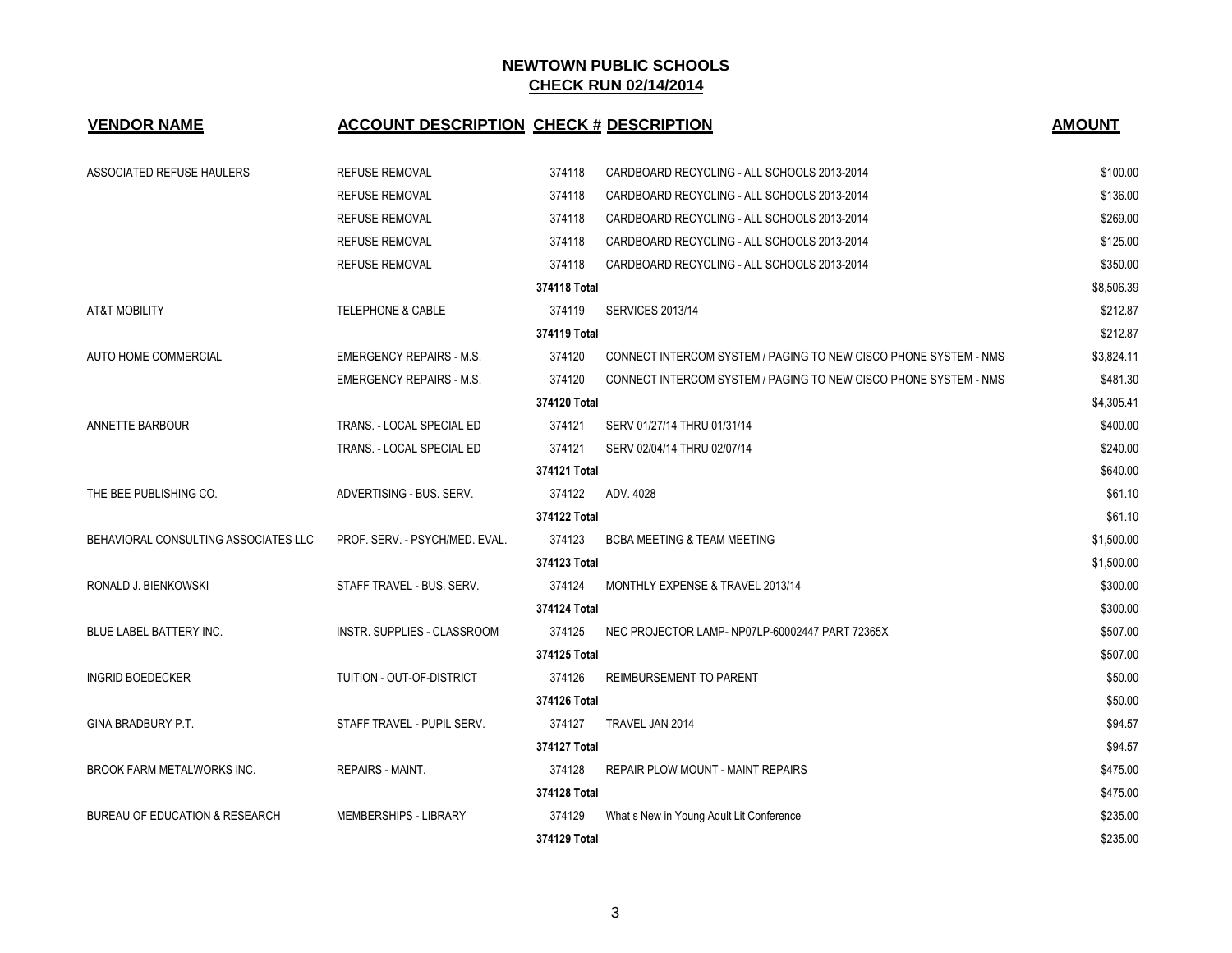## NEWTOWN PUBLIC SCHOOLS
## CHECK RUN 02/14/2014

| VENDOR NAME | ACCOUNT DESCRIPTION | CHECK # | DESCRIPTION | AMOUNT |
|---|---|---|---|---|
| ASSOCIATED REFUSE HAULERS | REFUSE REMOVAL | 374118 | CARDBOARD RECYCLING - ALL SCHOOLS 2013-2014 | $100.00 |
| | REFUSE REMOVAL | 374118 | CARDBOARD RECYCLING - ALL SCHOOLS 2013-2014 | $136.00 |
| | REFUSE REMOVAL | 374118 | CARDBOARD RECYCLING - ALL SCHOOLS 2013-2014 | $269.00 |
| | REFUSE REMOVAL | 374118 | CARDBOARD RECYCLING - ALL SCHOOLS 2013-2014 | $125.00 |
| | REFUSE REMOVAL | 374118 | CARDBOARD RECYCLING - ALL SCHOOLS 2013-2014 | $350.00 |
| | | **374118 Total** | | $8,506.39 |
| AT&T MOBILITY | TELEPHONE & CABLE | 374119 | SERVICES 2013/14 | $212.87 |
| | | **374119 Total** | | $212.87 |
| AUTO HOME COMMERCIAL | EMERGENCY REPAIRS - M.S. | 374120 | CONNECT INTERCOM SYSTEM / PAGING TO NEW CISCO PHONE SYSTEM - NMS | $3,824.11 |
| | EMERGENCY REPAIRS - M.S. | 374120 | CONNECT INTERCOM SYSTEM / PAGING TO NEW CISCO PHONE SYSTEM - NMS | $481.30 |
| | | **374120 Total** | | $4,305.41 |
| ANNETTE BARBOUR | TRANS. - LOCAL SPECIAL ED | 374121 | SERV 01/27/14 THRU 01/31/14 | $400.00 |
| | TRANS. - LOCAL SPECIAL ED | 374121 | SERV 02/04/14 THRU 02/07/14 | $240.00 |
| | | **374121 Total** | | $640.00 |
| THE BEE PUBLISHING CO. | ADVERTISING - BUS. SERV. | 374122 | ADV. 4028 | $61.10 |
| | | **374122 Total** | | $61.10 |
| BEHAVIORAL CONSULTING ASSOCIATES LLC | PROF. SERV. - PSYCH/MED. EVAL. | 374123 | BCBA MEETING & TEAM MEETING | $1,500.00 |
| | | **374123 Total** | | $1,500.00 |
| RONALD J. BIENKOWSKI | STAFF TRAVEL - BUS. SERV. | 374124 | MONTHLY EXPENSE & TRAVEL 2013/14 | $300.00 |
| | | **374124 Total** | | $300.00 |
| BLUE LABEL BATTERY INC. | INSTR. SUPPLIES - CLASSROOM | 374125 | NEC PROJECTOR LAMP- NP07LP-60002447 PART 72365X | $507.00 |
| | | **374125 Total** | | $507.00 |
| INGRID BOEDECKER | TUITION - OUT-OF-DISTRICT | 374126 | REIMBURSEMENT TO PARENT | $50.00 |
| | | **374126 Total** | | $50.00 |
| GINA BRADBURY P.T. | STAFF TRAVEL - PUPIL SERV. | 374127 | TRAVEL JAN 2014 | $94.57 |
| | | **374127 Total** | | $94.57 |
| BROOK FARM METALWORKS INC. | REPAIRS - MAINT. | 374128 | REPAIR PLOW MOUNT - MAINT REPAIRS | $475.00 |
| | | **374128 Total** | | $475.00 |
| BUREAU OF EDUCATION & RESEARCH | MEMBERSHIPS - LIBRARY | 374129 | What s New in Young Adult Lit Conference | $235.00 |
| | | **374129 Total** | | $235.00 |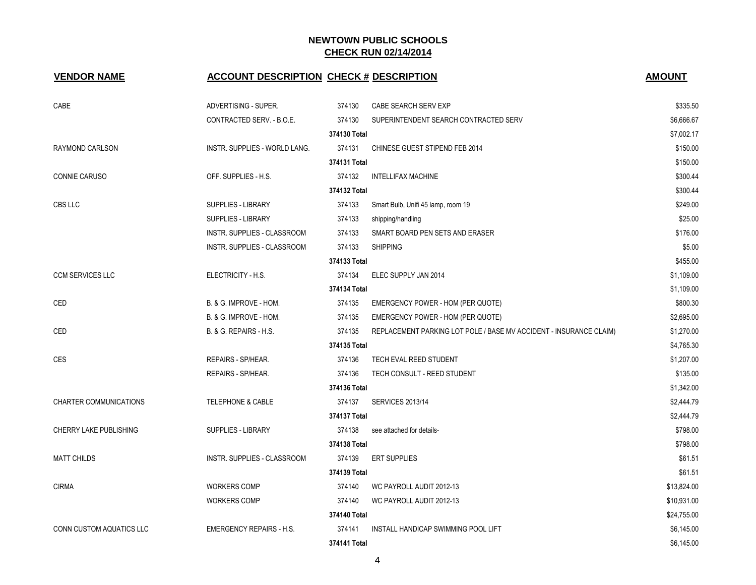**NEWTOWN PUBLIC SCHOOLS**
**CHECK RUN 02/14/2014**

| VENDOR NAME | ACCOUNT DESCRIPTION | CHECK # | DESCRIPTION | AMOUNT |
|---|---|---|---|---|
| CABE | ADVERTISING - SUPER. | 374130 | CABE SEARCH SERV EXP | $335.50 |
| | CONTRACTED SERV. - B.O.E. | 374130 | SUPERINTENDENT SEARCH CONTRACTED SERV | $6,666.67 |
| | | 374130 Total | | $7,002.17 |
| RAYMOND CARLSON | INSTR. SUPPLIES - WORLD LANG. | 374131 | CHINESE GUEST STIPEND FEB 2014 | $150.00 |
| | | 374131 Total | | $150.00 |
| CONNIE CARUSO | OFF. SUPPLIES - H.S. | 374132 | INTELLIFAX MACHINE | $300.44 |
| | | 374132 Total | | $300.44 |
| CBS LLC | SUPPLIES - LIBRARY | 374133 | Smart Bulb, Unifi 45 lamp, room 19 | $249.00 |
| | SUPPLIES - LIBRARY | 374133 | shipping/handling | $25.00 |
| | INSTR. SUPPLIES - CLASSROOM | 374133 | SMART BOARD PEN SETS AND ERASER | $176.00 |
| | INSTR. SUPPLIES - CLASSROOM | 374133 | SHIPPING | $5.00 |
| | | 374133 Total | | $455.00 |
| CCM SERVICES LLC | ELECTRICITY - H.S. | 374134 | ELEC SUPPLY JAN 2014 | $1,109.00 |
| | | 374134 Total | | $1,109.00 |
| CED | B. & G. IMPROVE - HOM. | 374135 | EMERGENCY POWER - HOM (PER QUOTE) | $800.30 |
| | B. & G. IMPROVE - HOM. | 374135 | EMERGENCY POWER - HOM (PER QUOTE) | $2,695.00 |
| CED | B. & G. REPAIRS - H.S. | 374135 | REPLACEMENT PARKING LOT POLE / BASE MV ACCIDENT - INSURANCE CLAIM) | $1,270.00 |
| | | 374135 Total | | $4,765.30 |
| CES | REPAIRS - SP/HEAR. | 374136 | TECH EVAL REED STUDENT | $1,207.00 |
| | REPAIRS - SP/HEAR. | 374136 | TECH CONSULT - REED STUDENT | $135.00 |
| | | 374136 Total | | $1,342.00 |
| CHARTER COMMUNICATIONS | TELEPHONE & CABLE | 374137 | SERVICES 2013/14 | $2,444.79 |
| | | 374137 Total | | $2,444.79 |
| CHERRY LAKE PUBLISHING | SUPPLIES - LIBRARY | 374138 | see attached for details- | $798.00 |
| | | 374138 Total | | $798.00 |
| MATT CHILDS | INSTR. SUPPLIES - CLASSROOM | 374139 | ERT SUPPLIES | $61.51 |
| | | 374139 Total | | $61.51 |
| CIRMA | WORKERS COMP | 374140 | WC PAYROLL AUDIT 2012-13 | $13,824.00 |
| | WORKERS COMP | 374140 | WC PAYROLL AUDIT 2012-13 | $10,931.00 |
| | | 374140 Total | | $24,755.00 |
| CONN CUSTOM AQUATICS LLC | EMERGENCY REPAIRS - H.S. | 374141 | INSTALL HANDICAP SWIMMING POOL LIFT | $6,145.00 |
| | | 374141 Total | | $6,145.00 |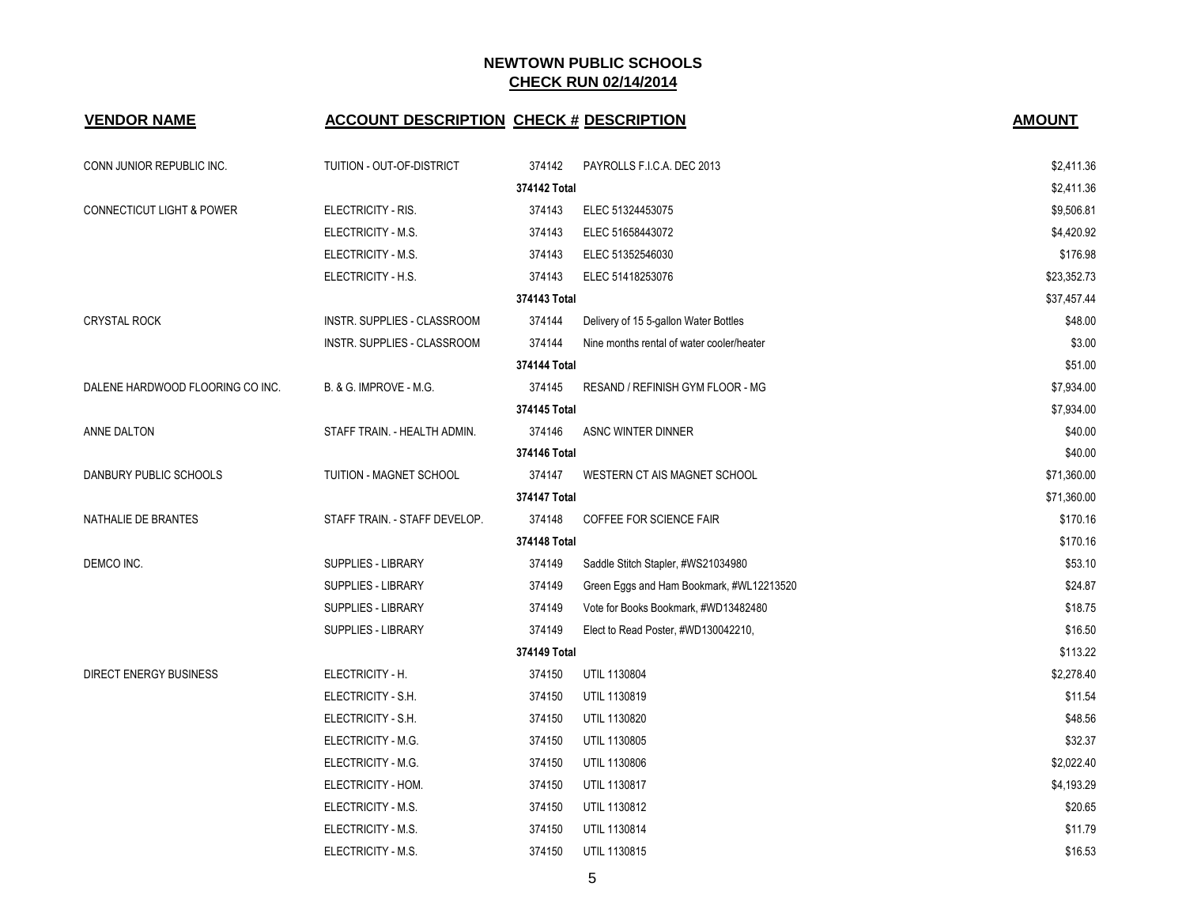# NEWTOWN PUBLIC SCHOOLS

## CHECK RUN 02/14/2014

| VENDOR NAME | ACCOUNT DESCRIPTION | CHECK # | DESCRIPTION | AMOUNT |
|---|---|---|---|---|
| CONN JUNIOR REPUBLIC INC. | TUITION - OUT-OF-DISTRICT | 374142 | PAYROLLS F.I.C.A. DEC 2013 | $2,411.36 |
| | | **374142 Total** | | $2,411.36 |
| CONNECTICUT LIGHT & POWER | ELECTRICITY - RIS. | 374143 | ELEC 51324453075 | $9,506.81 |
| | ELECTRICITY - M.S. | 374143 | ELEC 51658443072 | $4,420.92 |
| | ELECTRICITY - M.S. | 374143 | ELEC 51352546030 | $176.98 |
| | ELECTRICITY - H.S. | 374143 | ELEC 51418253076 | $23,352.73 |
| | | **374143 Total** | | $37,457.44 |
| CRYSTAL ROCK | INSTR. SUPPLIES - CLASSROOM | 374144 | Delivery of 15 5-gallon Water Bottles | $48.00 |
| | INSTR. SUPPLIES - CLASSROOM | 374144 | Nine months rental of water cooler/heater | $3.00 |
| | | **374144 Total** | | $51.00 |
| DALENE HARDWOOD FLOORING CO INC. | B. & G. IMPROVE - M.G. | 374145 | RESAND / REFINISH GYM FLOOR - MG | $7,934.00 |
| | | **374145 Total** | | $7,934.00 |
| ANNE DALTON | STAFF TRAIN. - HEALTH ADMIN. | 374146 | ASNC WINTER DINNER | $40.00 |
| | | **374146 Total** | | $40.00 |
| DANBURY PUBLIC SCHOOLS | TUITION - MAGNET SCHOOL | 374147 | WESTERN CT AIS MAGNET SCHOOL | $71,360.00 |
| | | **374147 Total** | | $71,360.00 |
| NATHALIE DE BRANTES | STAFF TRAIN. - STAFF DEVELOP. | 374148 | COFFEE FOR SCIENCE FAIR | $170.16 |
| | | **374148 Total** | | $170.16 |
| DEMCO INC. | SUPPLIES - LIBRARY | 374149 | Saddle Stitch Stapler, #WS21034980 | $53.10 |
| | SUPPLIES - LIBRARY | 374149 | Green Eggs and Ham Bookmark, #WL12213520 | $24.87 |
| | SUPPLIES - LIBRARY | 374149 | Vote for Books Bookmark, #WD13482480 | $18.75 |
| | SUPPLIES - LIBRARY | 374149 | Elect to Read Poster, #WD130042210, | $16.50 |
| | | **374149 Total** | | $113.22 |
| DIRECT ENERGY BUSINESS | ELECTRICITY - H. | 374150 | UTIL 1130804 | $2,278.40 |
| | ELECTRICITY - S.H. | 374150 | UTIL 1130819 | $11.54 |
| | ELECTRICITY - S.H. | 374150 | UTIL 1130820 | $48.56 |
| | ELECTRICITY - M.G. | 374150 | UTIL 1130805 | $32.37 |
| | ELECTRICITY - M.G. | 374150 | UTIL 1130806 | $2,022.40 |
| | ELECTRICITY - HOM. | 374150 | UTIL 1130817 | $4,193.29 |
| | ELECTRICITY - M.S. | 374150 | UTIL 1130812 | $20.65 |
| | ELECTRICITY - M.S. | 374150 | UTIL 1130814 | $11.79 |
| | ELECTRICITY - M.S. | 374150 | UTIL 1130815 | $16.53 |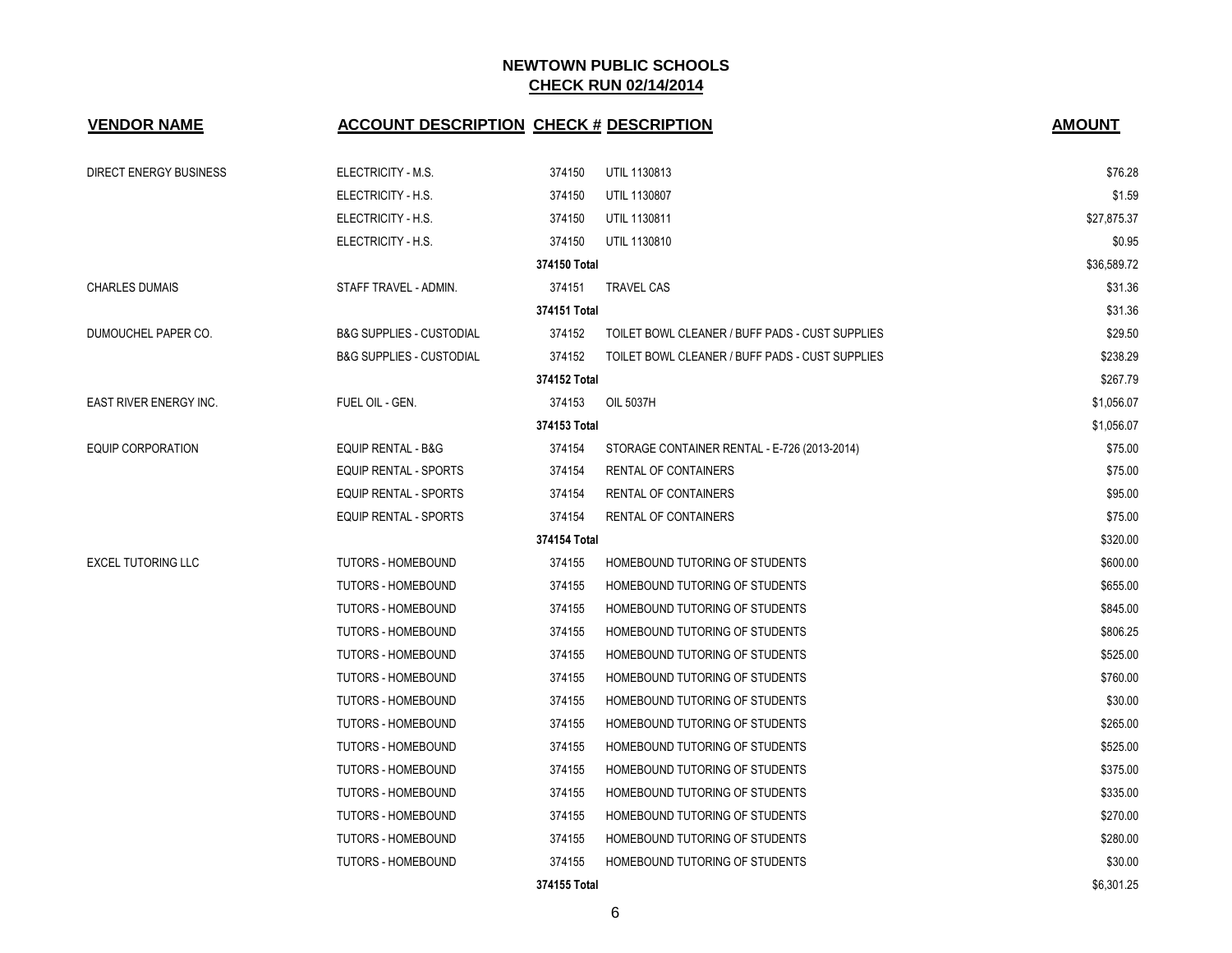## NEWTOWN PUBLIC SCHOOLS
## CHECK RUN 02/14/2014

| VENDOR NAME | ACCOUNT DESCRIPTION | CHECK # | DESCRIPTION | AMOUNT |
|---|---|---|---|---|
| DIRECT ENERGY BUSINESS | ELECTRICITY - M.S. | 374150 | UTIL 1130813 | $76.28 |
| | ELECTRICITY - H.S. | 374150 | UTIL 1130807 | $1.59 |
| | ELECTRICITY - H.S. | 374150 | UTIL 1130811 | $27,875.37 |
| | ELECTRICITY - H.S. | 374150 | UTIL 1130810 | $0.95 |
| | | 374150 Total | | $36,589.72 |
| CHARLES DUMAIS | STAFF TRAVEL - ADMIN. | 374151 | TRAVEL CAS | $31.36 |
| | | 374151 Total | | $31.36 |
| DUMOUCHEL PAPER CO. | B&G SUPPLIES - CUSTODIAL | 374152 | TOILET BOWL CLEANER / BUFF PADS - CUST SUPPLIES | $29.50 |
| | B&G SUPPLIES - CUSTODIAL | 374152 | TOILET BOWL CLEANER / BUFF PADS - CUST SUPPLIES | $238.29 |
| | | 374152 Total | | $267.79 |
| EAST RIVER ENERGY INC. | FUEL OIL - GEN. | 374153 | OIL 5037H | $1,056.07 |
| | | 374153 Total | | $1,056.07 |
| EQUIP CORPORATION | EQUIP RENTAL - B&G | 374154 | STORAGE CONTAINER RENTAL - E-726 (2013-2014) | $75.00 |
| | EQUIP RENTAL - SPORTS | 374154 | RENTAL OF CONTAINERS | $75.00 |
| | EQUIP RENTAL - SPORTS | 374154 | RENTAL OF CONTAINERS | $95.00 |
| | EQUIP RENTAL - SPORTS | 374154 | RENTAL OF CONTAINERS | $75.00 |
| | | 374154 Total | | $320.00 |
| EXCEL TUTORING LLC | TUTORS - HOMEBOUND | 374155 | HOMEBOUND TUTORING OF STUDENTS | $600.00 |
| | TUTORS - HOMEBOUND | 374155 | HOMEBOUND TUTORING OF STUDENTS | $655.00 |
| | TUTORS - HOMEBOUND | 374155 | HOMEBOUND TUTORING OF STUDENTS | $845.00 |
| | TUTORS - HOMEBOUND | 374155 | HOMEBOUND TUTORING OF STUDENTS | $806.25 |
| | TUTORS - HOMEBOUND | 374155 | HOMEBOUND TUTORING OF STUDENTS | $525.00 |
| | TUTORS - HOMEBOUND | 374155 | HOMEBOUND TUTORING OF STUDENTS | $760.00 |
| | TUTORS - HOMEBOUND | 374155 | HOMEBOUND TUTORING OF STUDENTS | $30.00 |
| | TUTORS - HOMEBOUND | 374155 | HOMEBOUND TUTORING OF STUDENTS | $265.00 |
| | TUTORS - HOMEBOUND | 374155 | HOMEBOUND TUTORING OF STUDENTS | $525.00 |
| | TUTORS - HOMEBOUND | 374155 | HOMEBOUND TUTORING OF STUDENTS | $375.00 |
| | TUTORS - HOMEBOUND | 374155 | HOMEBOUND TUTORING OF STUDENTS | $335.00 |
| | TUTORS - HOMEBOUND | 374155 | HOMEBOUND TUTORING OF STUDENTS | $270.00 |
| | TUTORS - HOMEBOUND | 374155 | HOMEBOUND TUTORING OF STUDENTS | $280.00 |
| | TUTORS - HOMEBOUND | 374155 | HOMEBOUND TUTORING OF STUDENTS | $30.00 |
| | | 374155 Total | | $6,301.25 |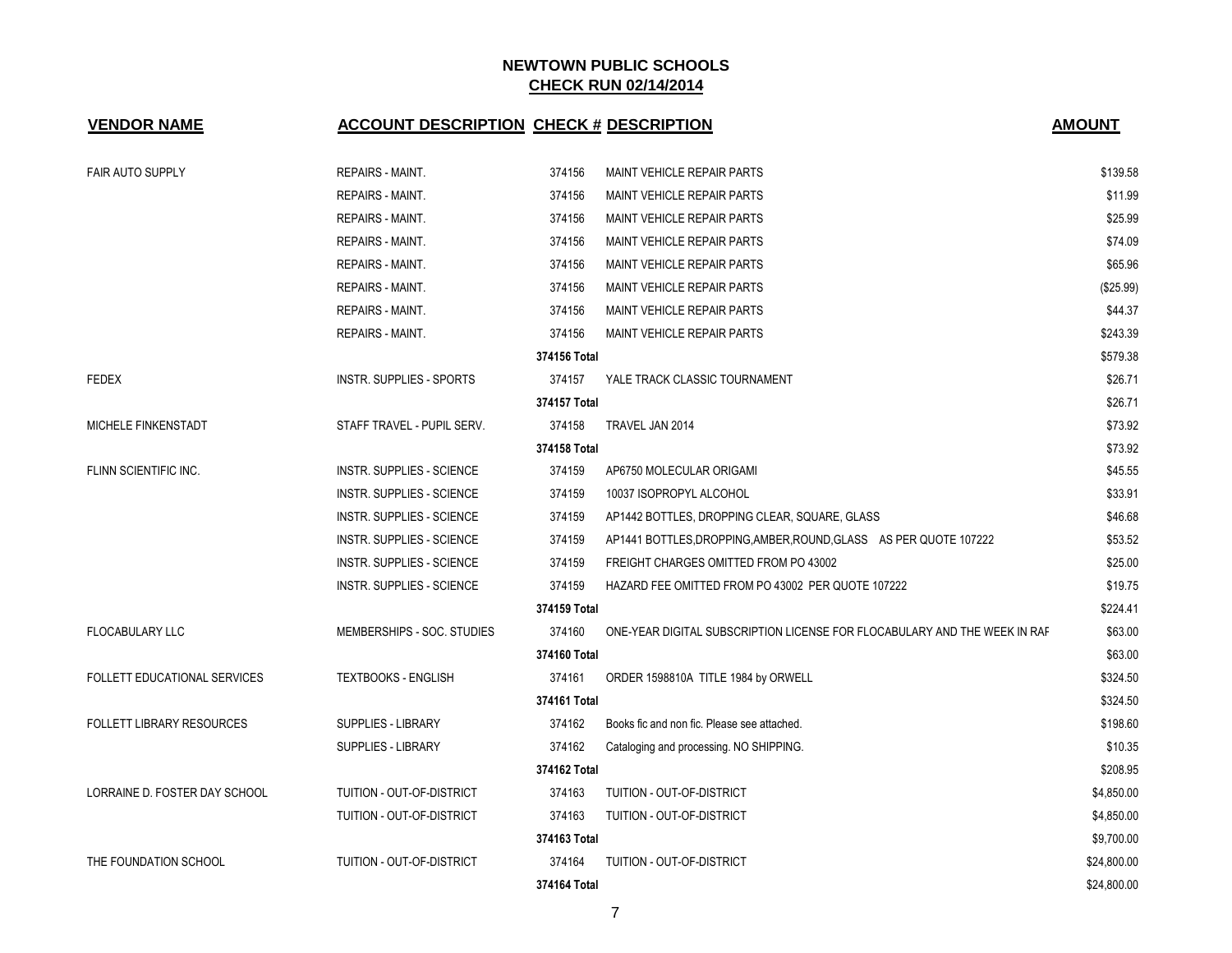**NEWTOWN PUBLIC SCHOOLS**
**CHECK RUN 02/14/2014**

| VENDOR NAME | ACCOUNT DESCRIPTION | CHECK # | DESCRIPTION | AMOUNT |
|---|---|---|---|---|
| FAIR AUTO SUPPLY | REPAIRS - MAINT. | 374156 | MAINT VEHICLE REPAIR PARTS | $139.58 |
| | REPAIRS - MAINT. | 374156 | MAINT VEHICLE REPAIR PARTS | $11.99 |
| | REPAIRS - MAINT. | 374156 | MAINT VEHICLE REPAIR PARTS | $25.99 |
| | REPAIRS - MAINT. | 374156 | MAINT VEHICLE REPAIR PARTS | $74.09 |
| | REPAIRS - MAINT. | 374156 | MAINT VEHICLE REPAIR PARTS | $65.96 |
| | REPAIRS - MAINT. | 374156 | MAINT VEHICLE REPAIR PARTS | ($25.99) |
| | REPAIRS - MAINT. | 374156 | MAINT VEHICLE REPAIR PARTS | $44.37 |
| | REPAIRS - MAINT. | 374156 | MAINT VEHICLE REPAIR PARTS | $243.39 |
| | | 374156 Total | | $579.38 |
| FEDEX | INSTR. SUPPLIES - SPORTS | 374157 | YALE TRACK CLASSIC TOURNAMENT | $26.71 |
| | | 374157 Total | | $26.71 |
| MICHELE FINKENSTADT | STAFF TRAVEL - PUPIL SERV. | 374158 | TRAVEL JAN 2014 | $73.92 |
| | | 374158 Total | | $73.92 |
| FLINN SCIENTIFIC INC. | INSTR. SUPPLIES - SCIENCE | 374159 | AP6750 MOLECULAR ORIGAMI | $45.55 |
| | INSTR. SUPPLIES - SCIENCE | 374159 | 10037 ISOPROPYL ALCOHOL | $33.91 |
| | INSTR. SUPPLIES - SCIENCE | 374159 | AP1442 BOTTLES, DROPPING CLEAR, SQUARE, GLASS | $46.68 |
| | INSTR. SUPPLIES - SCIENCE | 374159 | AP1441 BOTTLES,DROPPING,AMBER,ROUND,GLASS AS PER QUOTE 107222 | $53.52 |
| | INSTR. SUPPLIES - SCIENCE | 374159 | FREIGHT CHARGES OMITTED FROM PO 43002 | $25.00 |
| | INSTR. SUPPLIES - SCIENCE | 374159 | HAZARD FEE OMITTED FROM PO 43002 PER QUOTE 107222 | $19.75 |
| | | 374159 Total | | $224.41 |
| FLOCABULARY LLC | MEMBERSHIPS - SOC. STUDIES | 374160 | ONE-YEAR DIGITAL SUBSCRIPTION LICENSE FOR FLOCABULARY AND THE WEEK IN RAF | $63.00 |
| | | 374160 Total | | $63.00 |
| FOLLETT EDUCATIONAL SERVICES | TEXTBOOKS - ENGLISH | 374161 | ORDER 1598810A TITLE 1984 by ORWELL | $324.50 |
| | | 374161 Total | | $324.50 |
| FOLLETT LIBRARY RESOURCES | SUPPLIES - LIBRARY | 374162 | Books fic and non fic. Please see attached. | $198.60 |
| | SUPPLIES - LIBRARY | 374162 | Cataloging and processing. NO SHIPPING. | $10.35 |
| | | 374162 Total | | $208.95 |
| LORRAINE D. FOSTER DAY SCHOOL | TUITION - OUT-OF-DISTRICT | 374163 | TUITION - OUT-OF-DISTRICT | $4,850.00 |
| | TUITION - OUT-OF-DISTRICT | 374163 | TUITION - OUT-OF-DISTRICT | $4,850.00 |
| | | 374163 Total | | $9,700.00 |
| THE FOUNDATION SCHOOL | TUITION - OUT-OF-DISTRICT | 374164 | TUITION - OUT-OF-DISTRICT | $24,800.00 |
| | | 374164 Total | | $24,800.00 |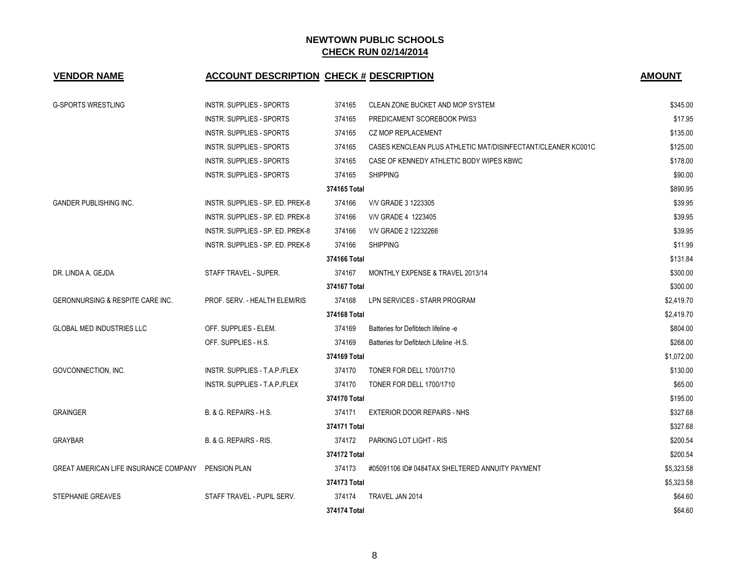## NEWTOWN PUBLIC SCHOOLS

## CHECK RUN 02/14/2014

| VENDOR NAME | ACCOUNT DESCRIPTION | CHECK # | DESCRIPTION | AMOUNT |
|---|---|---|---|---|
| G-SPORTS WRESTLING | INSTR. SUPPLIES - SPORTS | 374165 | CLEAN ZONE BUCKET AND MOP SYSTEM | $345.00 |
| | INSTR. SUPPLIES - SPORTS | 374165 | PREDICAMENT SCOREBOOK PWS3 | $17.95 |
| | INSTR. SUPPLIES - SPORTS | 374165 | CZ MOP REPLACEMENT | $135.00 |
| | INSTR. SUPPLIES - SPORTS | 374165 | CASES KENCLEAN PLUS ATHLETIC MAT/DISINFECTANT/CLEANER KC001C | $125.00 |
| | INSTR. SUPPLIES - SPORTS | 374165 | CASE OF KENNEDY ATHLETIC BODY WIPES KBWC | $178.00 |
| | INSTR. SUPPLIES - SPORTS | 374165 | SHIPPING | $90.00 |
| | | **374165 Total** | | $890.95 |
| GANDER PUBLISHING INC. | INSTR. SUPPLIES - SP. ED. PREK-8 | 374166 | V/V GRADE 3 1223305 | $39.95 |
| | INSTR. SUPPLIES - SP. ED. PREK-8 | 374166 | V/V GRADE 4 1223405 | $39.95 |
| | INSTR. SUPPLIES - SP. ED. PREK-8 | 374166 | V/V GRADE 2 12232266 | $39.95 |
| | INSTR. SUPPLIES - SP. ED. PREK-8 | 374166 | SHIPPING | $11.99 |
| | | **374166 Total** | | $131.84 |
| DR. LINDA A. GEJDA | STAFF TRAVEL - SUPER. | 374167 | MONTHLY EXPENSE & TRAVEL 2013/14 | $300.00 |
| | | **374167 Total** | | $300.00 |
| GERONNURSING & RESPITE CARE INC. | PROF. SERV. - HEALTH ELEM/RIS | 374168 | LPN SERVICES - STARR PROGRAM | $2,419.70 |
| | | **374168 Total** | | $2,419.70 |
| GLOBAL MED INDUSTRIES LLC | OFF. SUPPLIES - ELEM. | 374169 | Batteries for Defibtech lifeline -e | $804.00 |
| | OFF. SUPPLIES - H.S. | 374169 | Batteries for Defibtech Lifeline -H.S. | $268.00 |
| | | **374169 Total** | | $1,072.00 |
| GOVCONNECTION, INC. | INSTR. SUPPLIES - T.A.P./FLEX | 374170 | TONER FOR DELL 1700/1710 | $130.00 |
| | INSTR. SUPPLIES - T.A.P./FLEX | 374170 | TONER FOR DELL 1700/1710 | $65.00 |
| | | **374170 Total** | | $195.00 |
| GRAINGER | B. & G. REPAIRS - H.S. | 374171 | EXTERIOR DOOR REPAIRS - NHS | $327.68 |
| | | **374171 Total** | | $327.68 |
| GRAYBAR | B. & G. REPAIRS - RIS. | 374172 | PARKING LOT LIGHT - RIS | $200.54 |
| | | **374172 Total** | | $200.54 |
| GREAT AMERICAN LIFE INSURANCE COMPANY | PENSION PLAN | 374173 | #05091106 ID# 0484TAX SHELTERED ANNUITY PAYMENT | $5,323.58 |
| | | **374173 Total** | | $5,323.58 |
| STEPHANIE GREAVES | STAFF TRAVEL - PUPIL SERV. | 374174 | TRAVEL JAN 2014 | $64.60 |
| | | **374174 Total** | | $64.60 |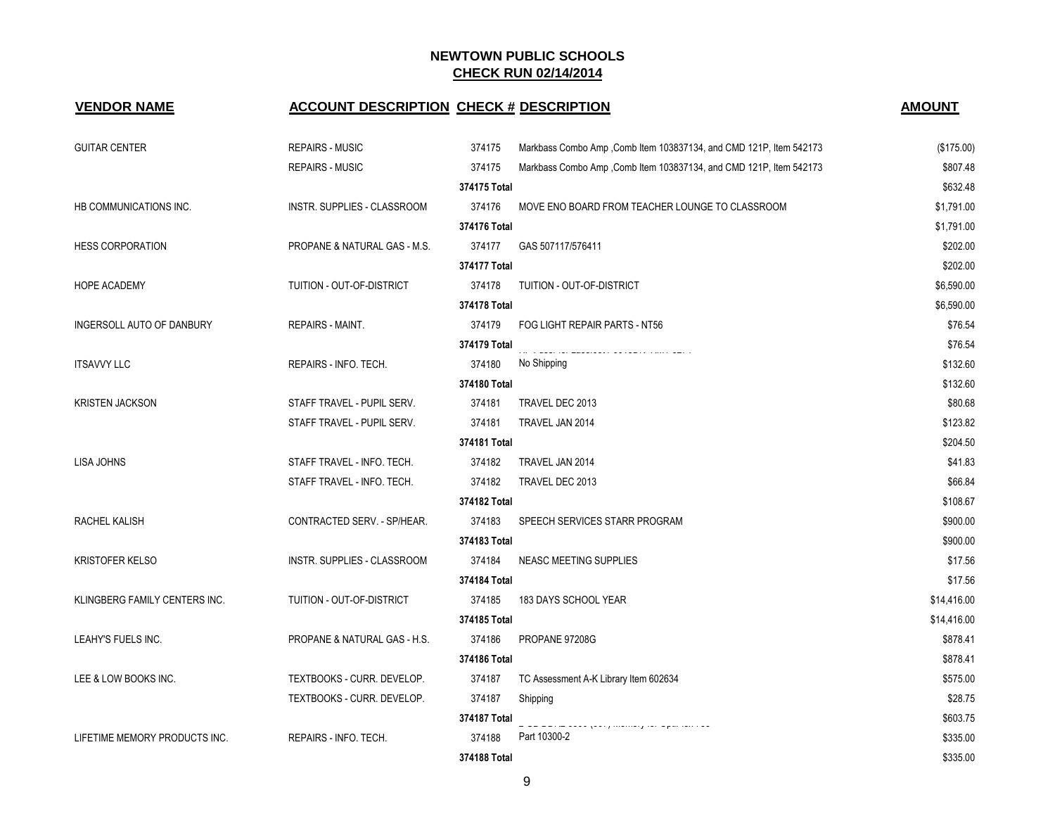# NEWTOWN PUBLIC SCHOOLS
## CHECK RUN 02/14/2014

| VENDOR NAME | ACCOUNT DESCRIPTION | CHECK # | DESCRIPTION | AMOUNT |
|---|---|---|---|---|
| GUITAR CENTER | REPAIRS - MUSIC | 374175 | Markbass Combo Amp ,Comb Item 103837134, and CMD 121P, Item 542173 | ($175.00) |
| | REPAIRS - MUSIC | 374175 | Markbass Combo Amp ,Comb Item 103837134, and CMD 121P, Item 542173 | $807.48 |
| | | 374175 Total | | $632.48 |
| HB COMMUNICATIONS INC. | INSTR. SUPPLIES - CLASSROOM | 374176 | MOVE ENO BOARD FROM TEACHER LOUNGE TO CLASSROOM | $1,791.00 |
| | | 374176 Total | | $1,791.00 |
| HESS CORPORATION | PROPANE & NATURAL GAS - M.S. | 374177 | GAS 507117/576411 | $202.00 |
| | | 374177 Total | | $202.00 |
| HOPE ACADEMY | TUITION - OUT-OF-DISTRICT | 374178 | TUITION - OUT-OF-DISTRICT | $6,590.00 |
| | | 374178 Total | | $6,590.00 |
| INGERSOLL AUTO OF DANBURY | REPAIRS - MAINT. | 374179 | FOG LIGHT REPAIR PARTS - NT56 | $76.54 |
| | | 374179 Total | | $76.54 |
| ITSAVVY LLC | REPAIRS - INFO. TECH. | 374180 | No Shipping | $132.60 |
| | | 374180 Total | | $132.60 |
| KRISTEN JACKSON | STAFF TRAVEL - PUPIL SERV. | 374181 | TRAVEL DEC 2013 | $80.68 |
| | STAFF TRAVEL - PUPIL SERV. | 374181 | TRAVEL JAN 2014 | $123.82 |
| | | 374181 Total | | $204.50 |
| LISA JOHNS | STAFF TRAVEL - INFO. TECH. | 374182 | TRAVEL JAN 2014 | $41.83 |
| | STAFF TRAVEL - INFO. TECH. | 374182 | TRAVEL DEC 2013 | $66.84 |
| | | 374182 Total | | $108.67 |
| RACHEL KALISH | CONTRACTED SERV. - SP/HEAR. | 374183 | SPEECH SERVICES STARR PROGRAM | $900.00 |
| | | 374183 Total | | $900.00 |
| KRISTOFER KELSO | INSTR. SUPPLIES - CLASSROOM | 374184 | NEASC MEETING SUPPLIES | $17.56 |
| | | 374184 Total | | $17.56 |
| KLINGBERG FAMILY CENTERS INC. | TUITION - OUT-OF-DISTRICT | 374185 | 183 DAYS SCHOOL YEAR | $14,416.00 |
| | | 374185 Total | | $14,416.00 |
| LEAHY'S FUELS INC. | PROPANE & NATURAL GAS - H.S. | 374186 | PROPANE 97208G | $878.41 |
| | | 374186 Total | | $878.41 |
| LEE & LOW BOOKS INC. | TEXTBOOKS - CURR. DEVELOP. | 374187 | TC Assessment A-K Library Item 602634 | $575.00 |
| | TEXTBOOKS - CURR. DEVELOP. | 374187 | Shipping | $28.75 |
| | | 374187 Total | | $603.75 |
| LIFETIME MEMORY PRODUCTS INC. | REPAIRS - INFO. TECH. | 374188 | Part 10300-2 | $335.00 |
| | | 374188 Total | | $335.00 |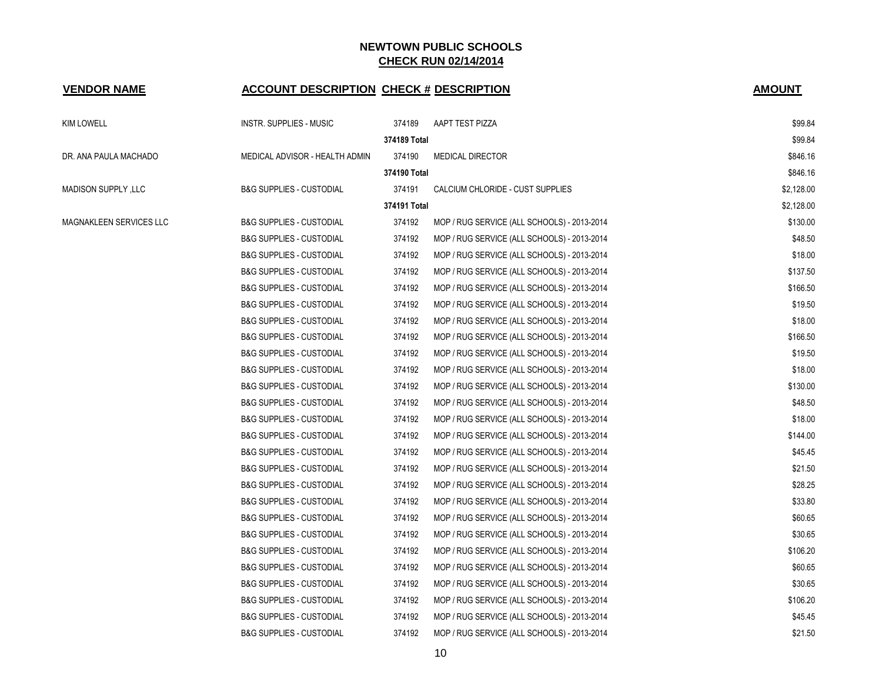# NEWTOWN PUBLIC SCHOOLS
## CHECK RUN 02/14/2014

| VENDOR NAME | ACCOUNT DESCRIPTION | CHECK # | DESCRIPTION | AMOUNT |
|---|---|---|---|---|
| KIM LOWELL | INSTR. SUPPLIES - MUSIC | 374189 | AAPT TEST PIZZA | $99.84 |
| | | **374189 Total** | | $99.84 |
| DR. ANA PAULA MACHADO | MEDICAL ADVISOR - HEALTH ADMIN | 374190 | MEDICAL DIRECTOR | $846.16 |
| | | **374190 Total** | | $846.16 |
| MADISON SUPPLY ,LLC | B&G SUPPLIES - CUSTODIAL | 374191 | CALCIUM CHLORIDE - CUST SUPPLIES | $2,128.00 |
| | | **374191 Total** | | $2,128.00 |
| MAGNAKLEEN SERVICES LLC | B&G SUPPLIES - CUSTODIAL | 374192 | MOP / RUG SERVICE (ALL SCHOOLS) - 2013-2014 | $130.00 |
| | B&G SUPPLIES - CUSTODIAL | 374192 | MOP / RUG SERVICE (ALL SCHOOLS) - 2013-2014 | $48.50 |
| | B&G SUPPLIES - CUSTODIAL | 374192 | MOP / RUG SERVICE (ALL SCHOOLS) - 2013-2014 | $18.00 |
| | B&G SUPPLIES - CUSTODIAL | 374192 | MOP / RUG SERVICE (ALL SCHOOLS) - 2013-2014 | $137.50 |
| | B&G SUPPLIES - CUSTODIAL | 374192 | MOP / RUG SERVICE (ALL SCHOOLS) - 2013-2014 | $166.50 |
| | B&G SUPPLIES - CUSTODIAL | 374192 | MOP / RUG SERVICE (ALL SCHOOLS) - 2013-2014 | $19.50 |
| | B&G SUPPLIES - CUSTODIAL | 374192 | MOP / RUG SERVICE (ALL SCHOOLS) - 2013-2014 | $18.00 |
| | B&G SUPPLIES - CUSTODIAL | 374192 | MOP / RUG SERVICE (ALL SCHOOLS) - 2013-2014 | $166.50 |
| | B&G SUPPLIES - CUSTODIAL | 374192 | MOP / RUG SERVICE (ALL SCHOOLS) - 2013-2014 | $19.50 |
| | B&G SUPPLIES - CUSTODIAL | 374192 | MOP / RUG SERVICE (ALL SCHOOLS) - 2013-2014 | $18.00 |
| | B&G SUPPLIES - CUSTODIAL | 374192 | MOP / RUG SERVICE (ALL SCHOOLS) - 2013-2014 | $130.00 |
| | B&G SUPPLIES - CUSTODIAL | 374192 | MOP / RUG SERVICE (ALL SCHOOLS) - 2013-2014 | $48.50 |
| | B&G SUPPLIES - CUSTODIAL | 374192 | MOP / RUG SERVICE (ALL SCHOOLS) - 2013-2014 | $18.00 |
| | B&G SUPPLIES - CUSTODIAL | 374192 | MOP / RUG SERVICE (ALL SCHOOLS) - 2013-2014 | $144.00 |
| | B&G SUPPLIES - CUSTODIAL | 374192 | MOP / RUG SERVICE (ALL SCHOOLS) - 2013-2014 | $45.45 |
| | B&G SUPPLIES - CUSTODIAL | 374192 | MOP / RUG SERVICE (ALL SCHOOLS) - 2013-2014 | $21.50 |
| | B&G SUPPLIES - CUSTODIAL | 374192 | MOP / RUG SERVICE (ALL SCHOOLS) - 2013-2014 | $28.25 |
| | B&G SUPPLIES - CUSTODIAL | 374192 | MOP / RUG SERVICE (ALL SCHOOLS) - 2013-2014 | $33.80 |
| | B&G SUPPLIES - CUSTODIAL | 374192 | MOP / RUG SERVICE (ALL SCHOOLS) - 2013-2014 | $60.65 |
| | B&G SUPPLIES - CUSTODIAL | 374192 | MOP / RUG SERVICE (ALL SCHOOLS) - 2013-2014 | $30.65 |
| | B&G SUPPLIES - CUSTODIAL | 374192 | MOP / RUG SERVICE (ALL SCHOOLS) - 2013-2014 | $106.20 |
| | B&G SUPPLIES - CUSTODIAL | 374192 | MOP / RUG SERVICE (ALL SCHOOLS) - 2013-2014 | $60.65 |
| | B&G SUPPLIES - CUSTODIAL | 374192 | MOP / RUG SERVICE (ALL SCHOOLS) - 2013-2014 | $30.65 |
| | B&G SUPPLIES - CUSTODIAL | 374192 | MOP / RUG SERVICE (ALL SCHOOLS) - 2013-2014 | $106.20 |
| | B&G SUPPLIES - CUSTODIAL | 374192 | MOP / RUG SERVICE (ALL SCHOOLS) - 2013-2014 | $45.45 |
| | B&G SUPPLIES - CUSTODIAL | 374192 | MOP / RUG SERVICE (ALL SCHOOLS) - 2013-2014 | $21.50 |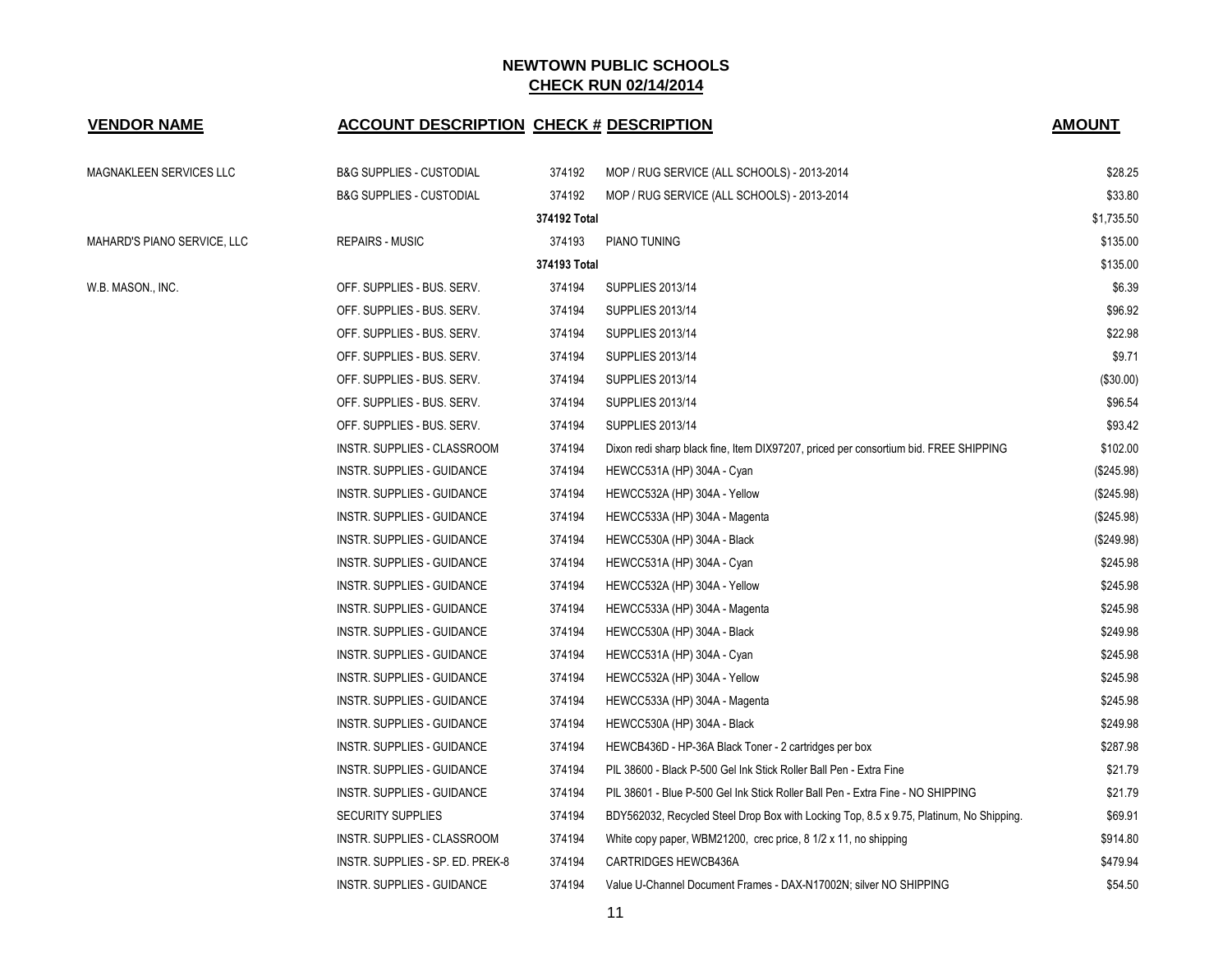# NEWTOWN PUBLIC SCHOOLS

## CHECK RUN 02/14/2014

| VENDOR NAME | ACCOUNT DESCRIPTION | CHECK # | DESCRIPTION | AMOUNT |
|---|---|---|---|---|
| MAGNAKLEEN SERVICES LLC | B&G SUPPLIES - CUSTODIAL | 374192 | MOP / RUG SERVICE (ALL SCHOOLS) - 2013-2014 | $28.25 |
| | B&G SUPPLIES - CUSTODIAL | 374192 | MOP / RUG SERVICE (ALL SCHOOLS) - 2013-2014 | $33.80 |
| | | 374192 Total | | $1,735.50 |
| MAHARD'S PIANO SERVICE, LLC | REPAIRS - MUSIC | 374193 | PIANO TUNING | $135.00 |
| | | 374193 Total | | $135.00 |
| W.B. MASON., INC. | OFF. SUPPLIES - BUS. SERV. | 374194 | SUPPLIES 2013/14 | $6.39 |
| | OFF. SUPPLIES - BUS. SERV. | 374194 | SUPPLIES 2013/14 | $96.92 |
| | OFF. SUPPLIES - BUS. SERV. | 374194 | SUPPLIES 2013/14 | $22.98 |
| | OFF. SUPPLIES - BUS. SERV. | 374194 | SUPPLIES 2013/14 | $9.71 |
| | OFF. SUPPLIES - BUS. SERV. | 374194 | SUPPLIES 2013/14 | ($30.00) |
| | OFF. SUPPLIES - BUS. SERV. | 374194 | SUPPLIES 2013/14 | $96.54 |
| | OFF. SUPPLIES - BUS. SERV. | 374194 | SUPPLIES 2013/14 | $93.42 |
| | INSTR. SUPPLIES - CLASSROOM | 374194 | Dixon redi sharp black fine, Item DIX97207, priced per consortium bid. FREE SHIPPING | $102.00 |
| | INSTR. SUPPLIES - GUIDANCE | 374194 | HEWCC531A (HP) 304A - Cyan | ($245.98) |
| | INSTR. SUPPLIES - GUIDANCE | 374194 | HEWCC532A (HP) 304A - Yellow | ($245.98) |
| | INSTR. SUPPLIES - GUIDANCE | 374194 | HEWCC533A (HP) 304A - Magenta | ($245.98) |
| | INSTR. SUPPLIES - GUIDANCE | 374194 | HEWCC530A (HP) 304A - Black | ($249.98) |
| | INSTR. SUPPLIES - GUIDANCE | 374194 | HEWCC531A (HP) 304A - Cyan | $245.98 |
| | INSTR. SUPPLIES - GUIDANCE | 374194 | HEWCC532A (HP) 304A - Yellow | $245.98 |
| | INSTR. SUPPLIES - GUIDANCE | 374194 | HEWCC533A (HP) 304A - Magenta | $245.98 |
| | INSTR. SUPPLIES - GUIDANCE | 374194 | HEWCC530A (HP) 304A - Black | $249.98 |
| | INSTR. SUPPLIES - GUIDANCE | 374194 | HEWCC531A (HP) 304A - Cyan | $245.98 |
| | INSTR. SUPPLIES - GUIDANCE | 374194 | HEWCC532A (HP) 304A - Yellow | $245.98 |
| | INSTR. SUPPLIES - GUIDANCE | 374194 | HEWCC533A (HP) 304A - Magenta | $245.98 |
| | INSTR. SUPPLIES - GUIDANCE | 374194 | HEWCC530A (HP) 304A - Black | $249.98 |
| | INSTR. SUPPLIES - GUIDANCE | 374194 | HEWCB436D - HP-36A Black Toner - 2 cartridges per box | $287.98 |
| | INSTR. SUPPLIES - GUIDANCE | 374194 | PIL 38600 - Black P-500 Gel Ink Stick Roller Ball Pen - Extra Fine | $21.79 |
| | INSTR. SUPPLIES - GUIDANCE | 374194 | PIL 38601 - Blue P-500 Gel Ink Stick Roller Ball Pen - Extra Fine - NO SHIPPING | $21.79 |
| | SECURITY SUPPLIES | 374194 | BDY562032, Recycled Steel Drop Box with Locking Top, 8.5 x 9.75, Platinum, No Shipping. | $69.91 |
| | INSTR. SUPPLIES - CLASSROOM | 374194 | White copy paper, WBM21200, crec price, 8 1/2 x 11, no shipping | $914.80 |
| | INSTR. SUPPLIES - SP. ED. PREK-8 | 374194 | CARTRIDGES HEWCB436A | $479.94 |
| | INSTR. SUPPLIES - GUIDANCE | 374194 | Value U-Channel Document Frames - DAX-N17002N; silver NO SHIPPING | $54.50 |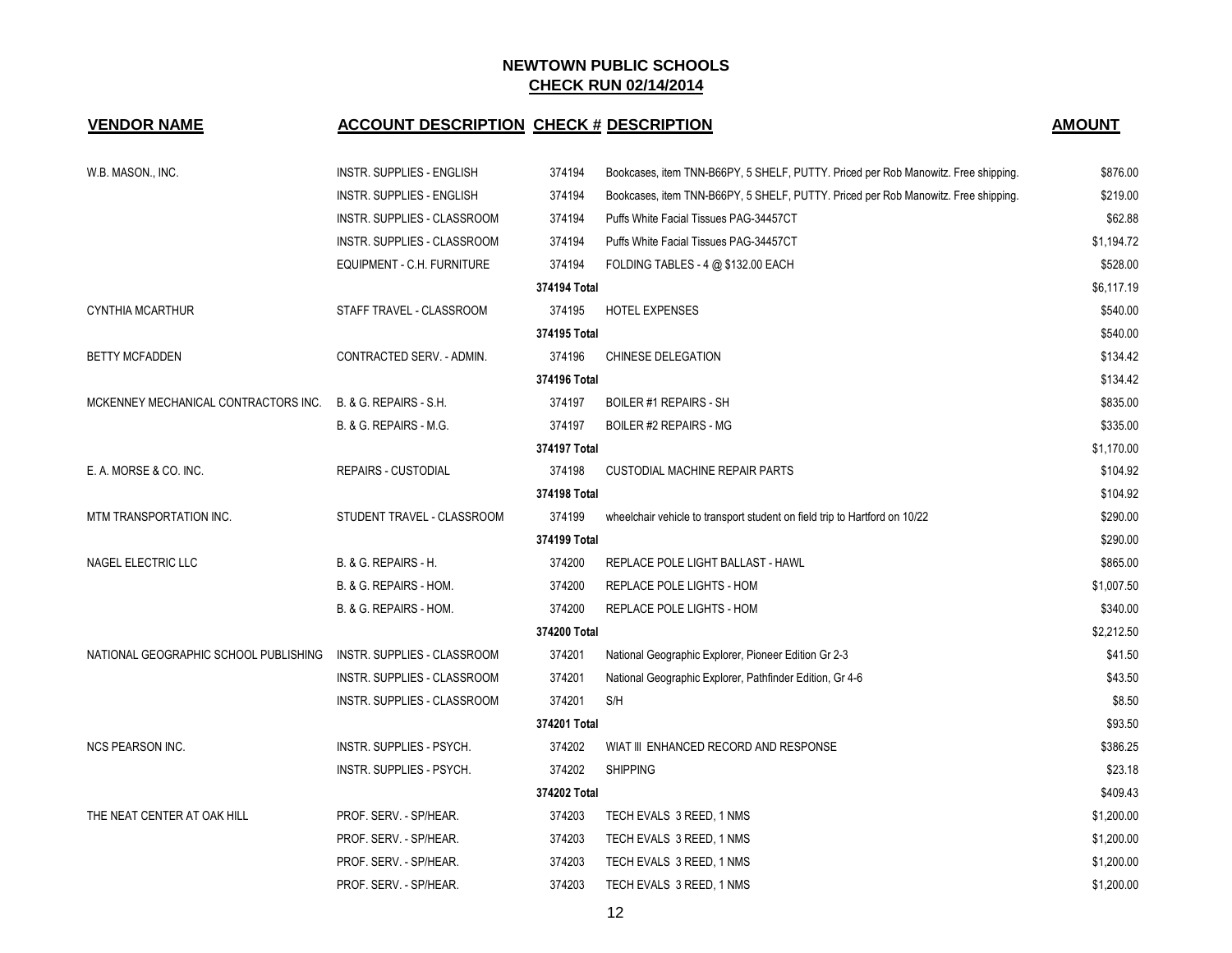# NEWTOWN PUBLIC SCHOOLS

## CHECK RUN 02/14/2014

| VENDOR NAME | ACCOUNT DESCRIPTION | CHECK # | DESCRIPTION | AMOUNT |
|---|---|---|---|---|
| W.B. MASON., INC. | INSTR. SUPPLIES - ENGLISH | 374194 | Bookcases, item TNN-B66PY, 5 SHELF, PUTTY. Priced per Rob Manowitz. Free shipping. | $876.00 |
| | INSTR. SUPPLIES - ENGLISH | 374194 | Bookcases, item TNN-B66PY, 5 SHELF, PUTTY. Priced per Rob Manowitz. Free shipping. | $219.00 |
| | INSTR. SUPPLIES - CLASSROOM | 374194 | Puffs White Facial Tissues PAG-34457CT | $62.88 |
| | INSTR. SUPPLIES - CLASSROOM | 374194 | Puffs White Facial Tissues PAG-34457CT | $1,194.72 |
| | EQUIPMENT - C.H. FURNITURE | 374194 | FOLDING TABLES - 4 @ $132.00 EACH | $528.00 |
| | | 374194 Total | | $6,117.19 |
| CYNTHIA MCARTHUR | STAFF TRAVEL - CLASSROOM | 374195 | HOTEL EXPENSES | $540.00 |
| | | 374195 Total | | $540.00 |
| BETTY MCFADDEN | CONTRACTED SERV. - ADMIN. | 374196 | CHINESE DELEGATION | $134.42 |
| | | 374196 Total | | $134.42 |
| MCKENNEY MECHANICAL CONTRACTORS INC. | B. & G. REPAIRS - S.H. | 374197 | BOILER #1 REPAIRS - SH | $835.00 |
| | B. & G. REPAIRS - M.G. | 374197 | BOILER #2 REPAIRS - MG | $335.00 |
| | | 374197 Total | | $1,170.00 |
| E. A. MORSE & CO. INC. | REPAIRS - CUSTODIAL | 374198 | CUSTODIAL MACHINE REPAIR PARTS | $104.92 |
| | | 374198 Total | | $104.92 |
| MTM TRANSPORTATION INC. | STUDENT TRAVEL - CLASSROOM | 374199 | wheelchair vehicle to transport student on field trip to Hartford on 10/22 | $290.00 |
| | | 374199 Total | | $290.00 |
| NAGEL ELECTRIC LLC | B. & G. REPAIRS - H. | 374200 | REPLACE POLE LIGHT BALLAST - HAWL | $865.00 |
| | B. & G. REPAIRS - HOM. | 374200 | REPLACE POLE LIGHTS - HOM | $1,007.50 |
| | B. & G. REPAIRS - HOM. | 374200 | REPLACE POLE LIGHTS - HOM | $340.00 |
| | | 374200 Total | | $2,212.50 |
| NATIONAL GEOGRAPHIC SCHOOL PUBLISHING | INSTR. SUPPLIES - CLASSROOM | 374201 | National Geographic Explorer, Pioneer Edition Gr 2-3 | $41.50 |
| | INSTR. SUPPLIES - CLASSROOM | 374201 | National Geographic Explorer, Pathfinder Edition, Gr 4-6 | $43.50 |
| | INSTR. SUPPLIES - CLASSROOM | 374201 | S/H | $8.50 |
| | | 374201 Total | | $93.50 |
| NCS PEARSON INC. | INSTR. SUPPLIES - PSYCH. | 374202 | WIAT III ENHANCED RECORD AND RESPONSE | $386.25 |
| | INSTR. SUPPLIES - PSYCH. | 374202 | SHIPPING | $23.18 |
| | | 374202 Total | | $409.43 |
| THE NEAT CENTER AT OAK HILL | PROF. SERV. - SP/HEAR. | 374203 | TECH EVALS 3 REED, 1 NMS | $1,200.00 |
| | PROF. SERV. - SP/HEAR. | 374203 | TECH EVALS 3 REED, 1 NMS | $1,200.00 |
| | PROF. SERV. - SP/HEAR. | 374203 | TECH EVALS 3 REED, 1 NMS | $1,200.00 |
| | PROF. SERV. - SP/HEAR. | 374203 | TECH EVALS 3 REED, 1 NMS | $1,200.00 |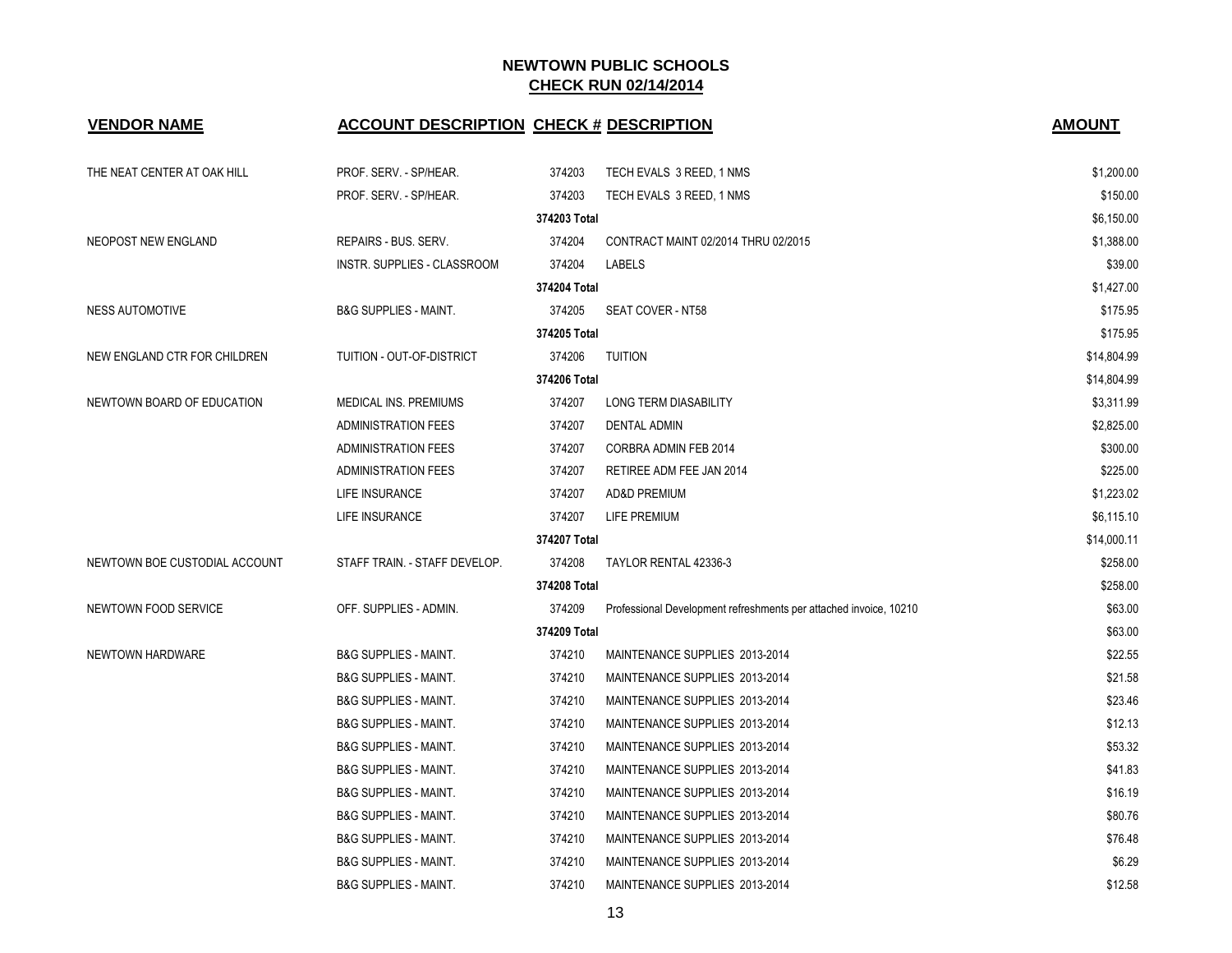## NEWTOWN PUBLIC SCHOOLS
## CHECK RUN 02/14/2014

| VENDOR NAME | ACCOUNT DESCRIPTION | CHECK # | DESCRIPTION | AMOUNT |
|---|---|---|---|---|
| THE NEAT CENTER AT OAK HILL | PROF. SERV. - SP/HEAR. | 374203 | TECH EVALS 3 REED, 1 NMS | $1,200.00 |
| | PROF. SERV. - SP/HEAR. | 374203 | TECH EVALS 3 REED, 1 NMS | $150.00 |
| | | 374203 Total | | $6,150.00 |
| NEOPOST NEW ENGLAND | REPAIRS - BUS. SERV. | 374204 | CONTRACT MAINT 02/2014 THRU 02/2015 | $1,388.00 |
| | INSTR. SUPPLIES - CLASSROOM | 374204 | LABELS | $39.00 |
| | | 374204 Total | | $1,427.00 |
| NESS AUTOMOTIVE | B&G SUPPLIES - MAINT. | 374205 | SEAT COVER - NT58 | $175.95 |
| | | 374205 Total | | $175.95 |
| NEW ENGLAND CTR FOR CHILDREN | TUITION - OUT-OF-DISTRICT | 374206 | TUITION | $14,804.99 |
| | | 374206 Total | | $14,804.99 |
| NEWTOWN BOARD OF EDUCATION | MEDICAL INS. PREMIUMS | 374207 | LONG TERM DIASABILITY | $3,311.99 |
| | ADMINISTRATION FEES | 374207 | DENTAL ADMIN | $2,825.00 |
| | ADMINISTRATION FEES | 374207 | CORBRA ADMIN FEB 2014 | $300.00 |
| | ADMINISTRATION FEES | 374207 | RETIREE ADM FEE JAN 2014 | $225.00 |
| | LIFE INSURANCE | 374207 | AD&D PREMIUM | $1,223.02 |
| | LIFE INSURANCE | 374207 | LIFE PREMIUM | $6,115.10 |
| | | 374207 Total | | $14,000.11 |
| NEWTOWN BOE CUSTODIAL ACCOUNT | STAFF TRAIN. - STAFF DEVELOP. | 374208 | TAYLOR RENTAL 42336-3 | $258.00 |
| | | 374208 Total | | $258.00 |
| NEWTOWN FOOD SERVICE | OFF. SUPPLIES - ADMIN. | 374209 | Professional Development refreshments per attached invoice, 10210 | $63.00 |
| | | 374209 Total | | $63.00 |
| NEWTOWN HARDWARE | B&G SUPPLIES - MAINT. | 374210 | MAINTENANCE SUPPLIES 2013-2014 | $22.55 |
| | B&G SUPPLIES - MAINT. | 374210 | MAINTENANCE SUPPLIES 2013-2014 | $21.58 |
| | B&G SUPPLIES - MAINT. | 374210 | MAINTENANCE SUPPLIES 2013-2014 | $23.46 |
| | B&G SUPPLIES - MAINT. | 374210 | MAINTENANCE SUPPLIES 2013-2014 | $12.13 |
| | B&G SUPPLIES - MAINT. | 374210 | MAINTENANCE SUPPLIES 2013-2014 | $53.32 |
| | B&G SUPPLIES - MAINT. | 374210 | MAINTENANCE SUPPLIES 2013-2014 | $41.83 |
| | B&G SUPPLIES - MAINT. | 374210 | MAINTENANCE SUPPLIES 2013-2014 | $16.19 |
| | B&G SUPPLIES - MAINT. | 374210 | MAINTENANCE SUPPLIES 2013-2014 | $80.76 |
| | B&G SUPPLIES - MAINT. | 374210 | MAINTENANCE SUPPLIES 2013-2014 | $76.48 |
| | B&G SUPPLIES - MAINT. | 374210 | MAINTENANCE SUPPLIES 2013-2014 | $6.29 |
| | B&G SUPPLIES - MAINT. | 374210 | MAINTENANCE SUPPLIES 2013-2014 | $12.58 |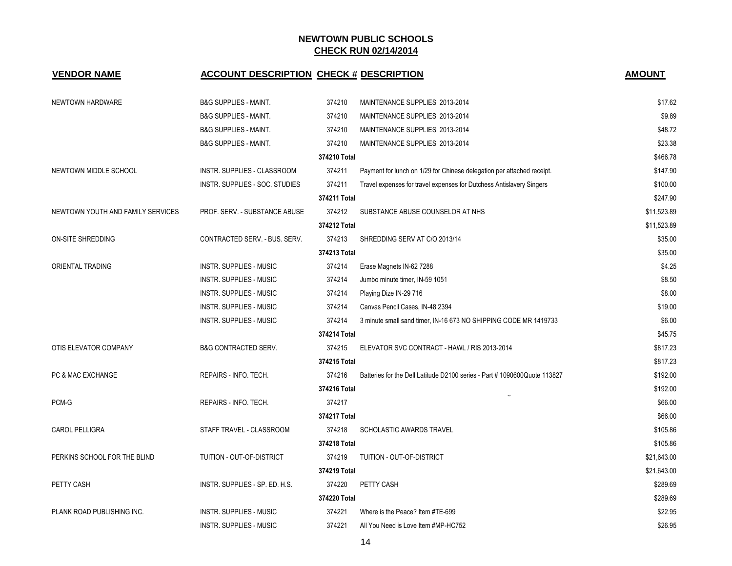**NEWTOWN PUBLIC SCHOOLS**
**CHECK RUN 02/14/2014**

| VENDOR NAME | ACCOUNT DESCRIPTION | CHECK # | DESCRIPTION | AMOUNT |
|---|---|---|---|---|
| NEWTOWN HARDWARE | B&G SUPPLIES - MAINT. | 374210 | MAINTENANCE SUPPLIES 2013-2014 | $17.62 |
| | B&G SUPPLIES - MAINT. | 374210 | MAINTENANCE SUPPLIES 2013-2014 | $9.89 |
| | B&G SUPPLIES - MAINT. | 374210 | MAINTENANCE SUPPLIES 2013-2014 | $48.72 |
| | B&G SUPPLIES - MAINT. | 374210 | MAINTENANCE SUPPLIES 2013-2014 | $23.38 |
| | | **374210 Total** | | $466.78 |
| NEWTOWN MIDDLE SCHOOL | INSTR. SUPPLIES - CLASSROOM | 374211 | Payment for lunch on 1/29 for Chinese delegation per attached receipt. | $147.90 |
| | INSTR. SUPPLIES - SOC. STUDIES | 374211 | Travel expenses for travel expenses for Dutchess Antislavery Singers | $100.00 |
| | | **374211 Total** | | $247.90 |
| NEWTOWN YOUTH AND FAMILY SERVICES | PROF. SERV. - SUBSTANCE ABUSE | 374212 | SUBSTANCE ABUSE COUNSELOR AT NHS | $11,523.89 |
| | | **374212 Total** | | $11,523.89 |
| ON-SITE SHREDDING | CONTRACTED SERV. - BUS. SERV. | 374213 | SHREDDING SERV AT C/O 2013/14 | $35.00 |
| | | **374213 Total** | | $35.00 |
| ORIENTAL TRADING | INSTR. SUPPLIES - MUSIC | 374214 | Erase Magnets IN-62 7288 | $4.25 |
| | INSTR. SUPPLIES - MUSIC | 374214 | Jumbo minute timer, IN-59 1051 | $8.50 |
| | INSTR. SUPPLIES - MUSIC | 374214 | Playing Dize IN-29 716 | $8.00 |
| | INSTR. SUPPLIES - MUSIC | 374214 | Canvas Pencil Cases, IN-48 2394 | $19.00 |
| | INSTR. SUPPLIES - MUSIC | 374214 | 3 minute small sand timer, IN-16 673 NO SHIPPING CODE MR 1419733 | $6.00 |
| | | **374214 Total** | | $45.75 |
| OTIS ELEVATOR COMPANY | B&G CONTRACTED SERV. | 374215 | ELEVATOR SVC CONTRACT - HAWL / RIS 2013-2014 | $817.23 |
| | | **374215 Total** | | $817.23 |
| PC & MAC EXCHANGE | REPAIRS - INFO. TECH. | 374216 | Batteries for the Dell Latitude D2100 series - Part # 1090600Quote 113827 | $192.00 |
| | | **374216 Total** | | $192.00 |
| PCM-G | REPAIRS - INFO. TECH. | 374217 | | $66.00 |
| | | **374217 Total** | | $66.00 |
| CAROL PELLIGRA | STAFF TRAVEL - CLASSROOM | 374218 | SCHOLASTIC AWARDS TRAVEL | $105.86 |
| | | **374218 Total** | | $105.86 |
| PERKINS SCHOOL FOR THE BLIND | TUITION - OUT-OF-DISTRICT | 374219 | TUITION - OUT-OF-DISTRICT | $21,643.00 |
| | | **374219 Total** | | $21,643.00 |
| PETTY CASH | INSTR. SUPPLIES - SP. ED. H.S. | 374220 | PETTY CASH | $289.69 |
| | | **374220 Total** | | $289.69 |
| PLANK ROAD PUBLISHING INC. | INSTR. SUPPLIES - MUSIC | 374221 | Where is the Peace? Item #TE-699 | $22.95 |
| | INSTR. SUPPLIES - MUSIC | 374221 | All You Need is Love Item #MP-HC752 | $26.95 |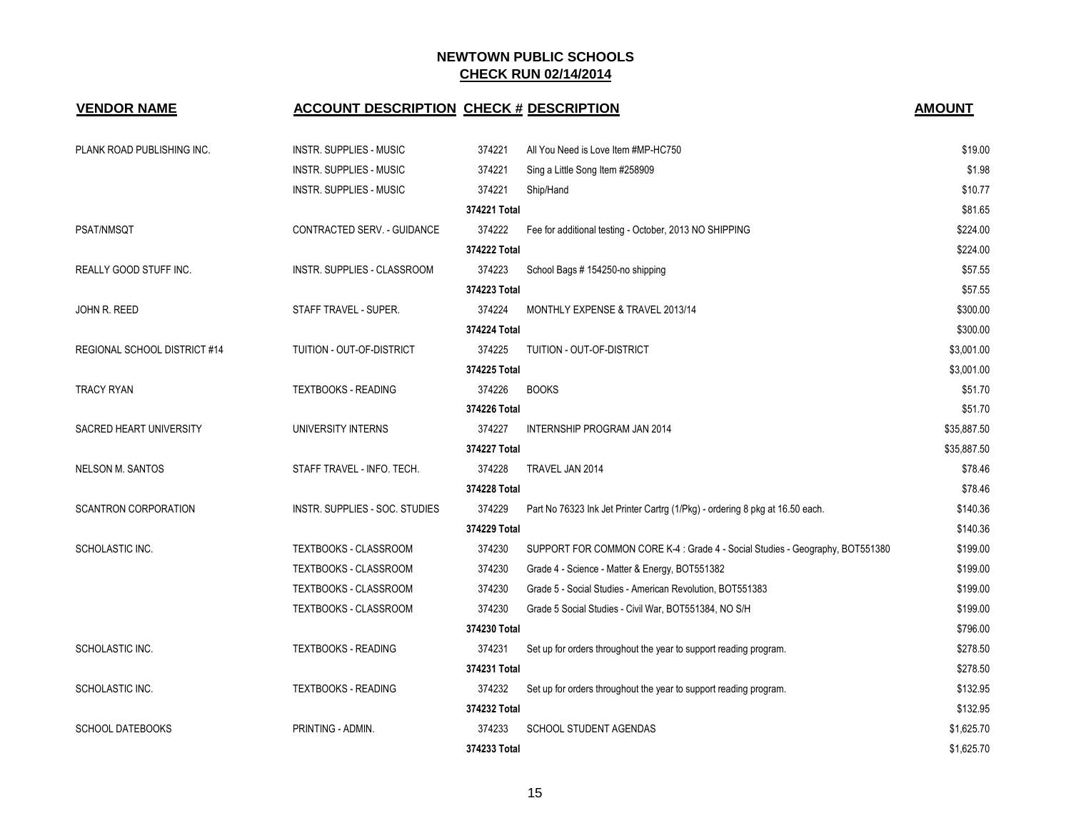## NEWTOWN PUBLIC SCHOOLS
## CHECK RUN 02/14/2014

| VENDOR NAME | ACCOUNT DESCRIPTION | CHECK # | DESCRIPTION | AMOUNT |
|---|---|---|---|---|
| PLANK ROAD PUBLISHING INC. | INSTR. SUPPLIES - MUSIC | 374221 | All You Need is Love Item #MP-HC750 | $19.00 |
| | INSTR. SUPPLIES - MUSIC | 374221 | Sing a Little Song Item #258909 | $1.98 |
| | INSTR. SUPPLIES - MUSIC | 374221 | Ship/Hand | $10.77 |
| | | 374221 Total | | $81.65 |
| PSAT/NMSQT | CONTRACTED SERV. - GUIDANCE | 374222 | Fee for additional testing - October, 2013 NO SHIPPING | $224.00 |
| | | 374222 Total | | $224.00 |
| REALLY GOOD STUFF INC. | INSTR. SUPPLIES - CLASSROOM | 374223 | School Bags # 154250-no shipping | $57.55 |
| | | 374223 Total | | $57.55 |
| JOHN R. REED | STAFF TRAVEL - SUPER. | 374224 | MONTHLY EXPENSE & TRAVEL 2013/14 | $300.00 |
| | | 374224 Total | | $300.00 |
| REGIONAL SCHOOL DISTRICT #14 | TUITION - OUT-OF-DISTRICT | 374225 | TUITION - OUT-OF-DISTRICT | $3,001.00 |
| | | 374225 Total | | $3,001.00 |
| TRACY RYAN | TEXTBOOKS - READING | 374226 | BOOKS | $51.70 |
| | | 374226 Total | | $51.70 |
| SACRED HEART UNIVERSITY | UNIVERSITY INTERNS | 374227 | INTERNSHIP PROGRAM JAN 2014 | $35,887.50 |
| | | 374227 Total | | $35,887.50 |
| NELSON M. SANTOS | STAFF TRAVEL - INFO. TECH. | 374228 | TRAVEL JAN 2014 | $78.46 |
| | | 374228 Total | | $78.46 |
| SCANTRON CORPORATION | INSTR. SUPPLIES - SOC. STUDIES | 374229 | Part No 76323 Ink Jet Printer Cartrg (1/Pkg) - ordering 8 pkg at 16.50 each. | $140.36 |
| | | 374229 Total | | $140.36 |
| SCHOLASTIC INC. | TEXTBOOKS - CLASSROOM | 374230 | SUPPORT FOR COMMON CORE K-4 : Grade 4 - Social Studies - Geography, BOT551380 | $199.00 |
| | TEXTBOOKS - CLASSROOM | 374230 | Grade 4 - Science - Matter & Energy, BOT551382 | $199.00 |
| | TEXTBOOKS - CLASSROOM | 374230 | Grade 5 - Social Studies - American Revolution, BOT551383 | $199.00 |
| | TEXTBOOKS - CLASSROOM | 374230 | Grade 5 Social Studies - Civil War, BOT551384, NO S/H | $199.00 |
| | | 374230 Total | | $796.00 |
| SCHOLASTIC INC. | TEXTBOOKS - READING | 374231 | Set up for orders throughout the year to support reading program. | $278.50 |
| | | 374231 Total | | $278.50 |
| SCHOLASTIC INC. | TEXTBOOKS - READING | 374232 | Set up for orders throughout the year to support reading program. | $132.95 |
| | | 374232 Total | | $132.95 |
| SCHOOL DATEBOOKS | PRINTING - ADMIN. | 374233 | SCHOOL STUDENT AGENDAS | $1,625.70 |
| | | 374233 Total | | $1,625.70 |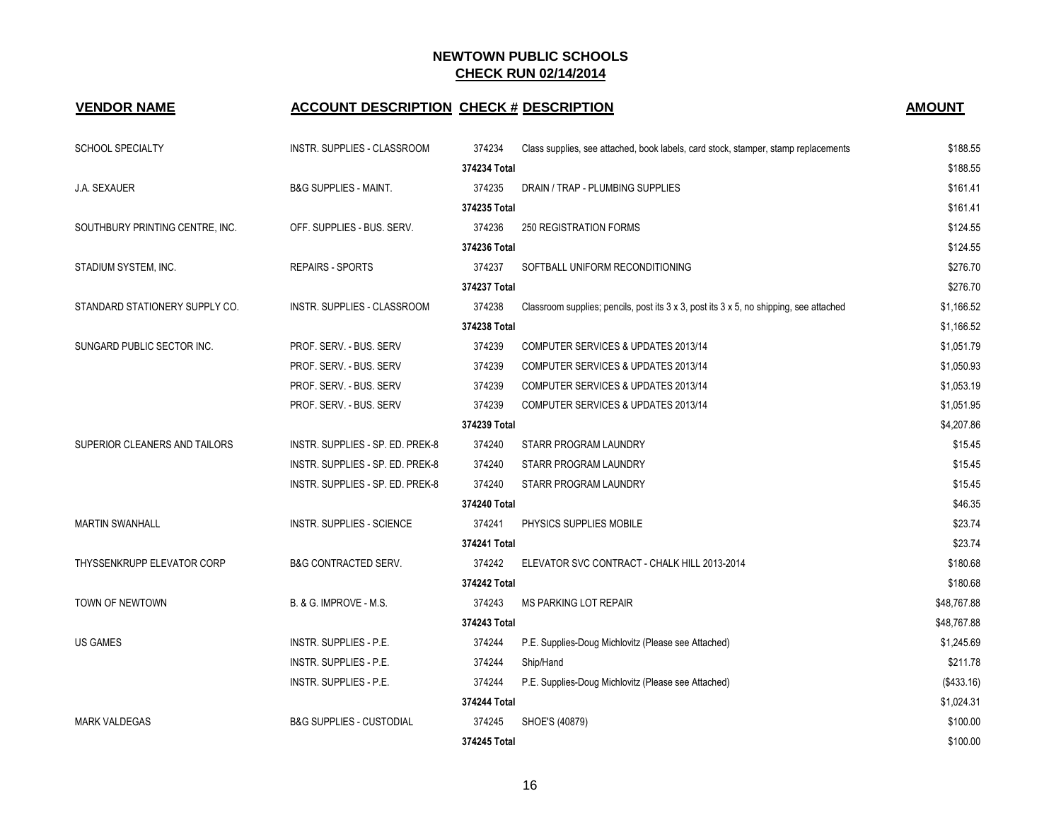# NEWTOWN PUBLIC SCHOOLS

## CHECK RUN 02/14/2014

| VENDOR NAME | ACCOUNT DESCRIPTION | CHECK # | DESCRIPTION | AMOUNT |
|---|---|---|---|---|
| SCHOOL SPECIALTY | INSTR. SUPPLIES - CLASSROOM | 374234 | Class supplies, see attached, book labels, card stock, stamper, stamp replacements | $188.55 |
| | | **374234 Total** | | $188.55 |
| J.A. SEXAUER | B&G SUPPLIES - MAINT. | 374235 | DRAIN / TRAP - PLUMBING SUPPLIES | $161.41 |
| | | **374235 Total** | | $161.41 |
| SOUTHBURY PRINTING CENTRE, INC. | OFF. SUPPLIES - BUS. SERV. | 374236 | 250 REGISTRATION FORMS | $124.55 |
| | | **374236 Total** | | $124.55 |
| STADIUM SYSTEM, INC. | REPAIRS - SPORTS | 374237 | SOFTBALL UNIFORM RECONDITIONING | $276.70 |
| | | **374237 Total** | | $276.70 |
| STANDARD STATIONERY SUPPLY CO. | INSTR. SUPPLIES - CLASSROOM | 374238 | Classroom supplies; pencils, post its 3 x 3, post its 3 x 5, no shipping, see attached | $1,166.52 |
| | | **374238 Total** | | $1,166.52 |
| SUNGARD PUBLIC SECTOR INC. | PROF. SERV. - BUS. SERV | 374239 | COMPUTER SERVICES & UPDATES 2013/14 | $1,051.79 |
| | PROF. SERV. - BUS. SERV | 374239 | COMPUTER SERVICES & UPDATES 2013/14 | $1,050.93 |
| | PROF. SERV. - BUS. SERV | 374239 | COMPUTER SERVICES & UPDATES 2013/14 | $1,053.19 |
| | PROF. SERV. - BUS. SERV | 374239 | COMPUTER SERVICES & UPDATES 2013/14 | $1,051.95 |
| | | **374239 Total** | | $4,207.86 |
| SUPERIOR CLEANERS AND TAILORS | INSTR. SUPPLIES - SP. ED. PREK-8 | 374240 | STARR PROGRAM LAUNDRY | $15.45 |
| | INSTR. SUPPLIES - SP. ED. PREK-8 | 374240 | STARR PROGRAM LAUNDRY | $15.45 |
| | INSTR. SUPPLIES - SP. ED. PREK-8 | 374240 | STARR PROGRAM LAUNDRY | $15.45 |
| | | **374240 Total** | | $46.35 |
| MARTIN SWANHALL | INSTR. SUPPLIES - SCIENCE | 374241 | PHYSICS SUPPLIES MOBILE | $23.74 |
| | | **374241 Total** | | $23.74 |
| THYSSENKRUPP ELEVATOR CORP | B&G CONTRACTED SERV. | 374242 | ELEVATOR SVC CONTRACT - CHALK HILL 2013-2014 | $180.68 |
| | | **374242 Total** | | $180.68 |
| TOWN OF NEWTOWN | B. & G. IMPROVE - M.S. | 374243 | MS PARKING LOT REPAIR | $48,767.88 |
| | | **374243 Total** | | $48,767.88 |
| US GAMES | INSTR. SUPPLIES - P.E. | 374244 | P.E. Supplies-Doug Michlovitz (Please see Attached) | $1,245.69 |
| | INSTR. SUPPLIES - P.E. | 374244 | Ship/Hand | $211.78 |
| | INSTR. SUPPLIES - P.E. | 374244 | P.E. Supplies-Doug Michlovitz (Please see Attached) | ($433.16) |
| | | **374244 Total** | | $1,024.31 |
| MARK VALDEGAS | B&G SUPPLIES - CUSTODIAL | 374245 | SHOE'S (40879) | $100.00 |
| | | **374245 Total** | | $100.00 |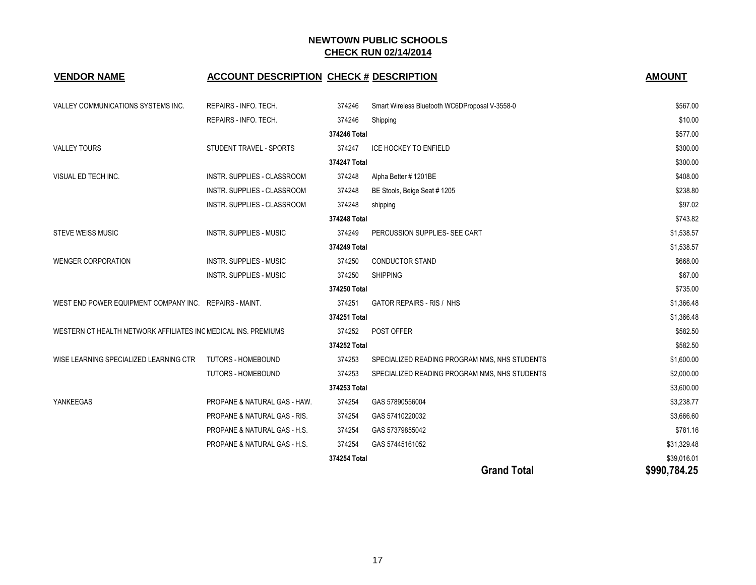**NEWTOWN PUBLIC SCHOOLS**

**CHECK RUN 02/14/2014**

| VENDOR NAME | ACCOUNT DESCRIPTION | CHECK # | DESCRIPTION | AMOUNT |
|---|---|---|---|---|
| VALLEY COMMUNICATIONS SYSTEMS INC. | REPAIRS - INFO. TECH. | 374246 | Smart Wireless Bluetooth WC6DProposal V-3558-0 | $567.00 |
| | REPAIRS - INFO. TECH. | 374246 | Shipping | $10.00 |
| | | 374246 Total | | $577.00 |
| VALLEY TOURS | STUDENT TRAVEL - SPORTS | 374247 | ICE HOCKEY TO ENFIELD | $300.00 |
| | | 374247 Total | | $300.00 |
| VISUAL ED TECH INC. | INSTR. SUPPLIES - CLASSROOM | 374248 | Alpha Better # 1201BE | $408.00 |
| | INSTR. SUPPLIES - CLASSROOM | 374248 | BE Stools, Beige Seat # 1205 | $238.80 |
| | INSTR. SUPPLIES - CLASSROOM | 374248 | shipping | $97.02 |
| | | 374248 Total | | $743.82 |
| STEVE WEISS MUSIC | INSTR. SUPPLIES - MUSIC | 374249 | PERCUSSION SUPPLIES- SEE CART | $1,538.57 |
| | | 374249 Total | | $1,538.57 |
| WENGER CORPORATION | INSTR. SUPPLIES - MUSIC | 374250 | CONDUCTOR STAND | $668.00 |
| | INSTR. SUPPLIES - MUSIC | 374250 | SHIPPING | $67.00 |
| | | 374250 Total | | $735.00 |
| WEST END POWER EQUIPMENT COMPANY INC. | REPAIRS - MAINT. | 374251 | GATOR REPAIRS - RIS / NHS | $1,366.48 |
| | | 374251 Total | | $1,366.48 |
| WESTERN CT HEALTH NETWORK AFFILIATES INC | MEDICAL INS. PREMIUMS | 374252 | POST OFFER | $582.50 |
| | | 374252 Total | | $582.50 |
| WISE LEARNING SPECIALIZED LEARNING CTR | TUTORS - HOMEBOUND | 374253 | SPECIALIZED READING PROGRAM NMS, NHS STUDENTS | $1,600.00 |
| | TUTORS - HOMEBOUND | 374253 | SPECIALIZED READING PROGRAM NMS, NHS STUDENTS | $2,000.00 |
| | | 374253 Total | | $3,600.00 |
| YANKEEGAS | PROPANE & NATURAL GAS - HAW. | 374254 | GAS 57890556004 | $3,238.77 |
| | PROPANE & NATURAL GAS - RIS. | 374254 | GAS 57410220032 | $3,666.60 |
| | PROPANE & NATURAL GAS - H.S. | 374254 | GAS 57379855042 | $781.16 |
| | PROPANE & NATURAL GAS - H.S. | 374254 | GAS 57445161052 | $31,329.48 |
| | | 374254 Total | | $39,016.01 |
| | | | **Grand Total** | **$990,784.25** |